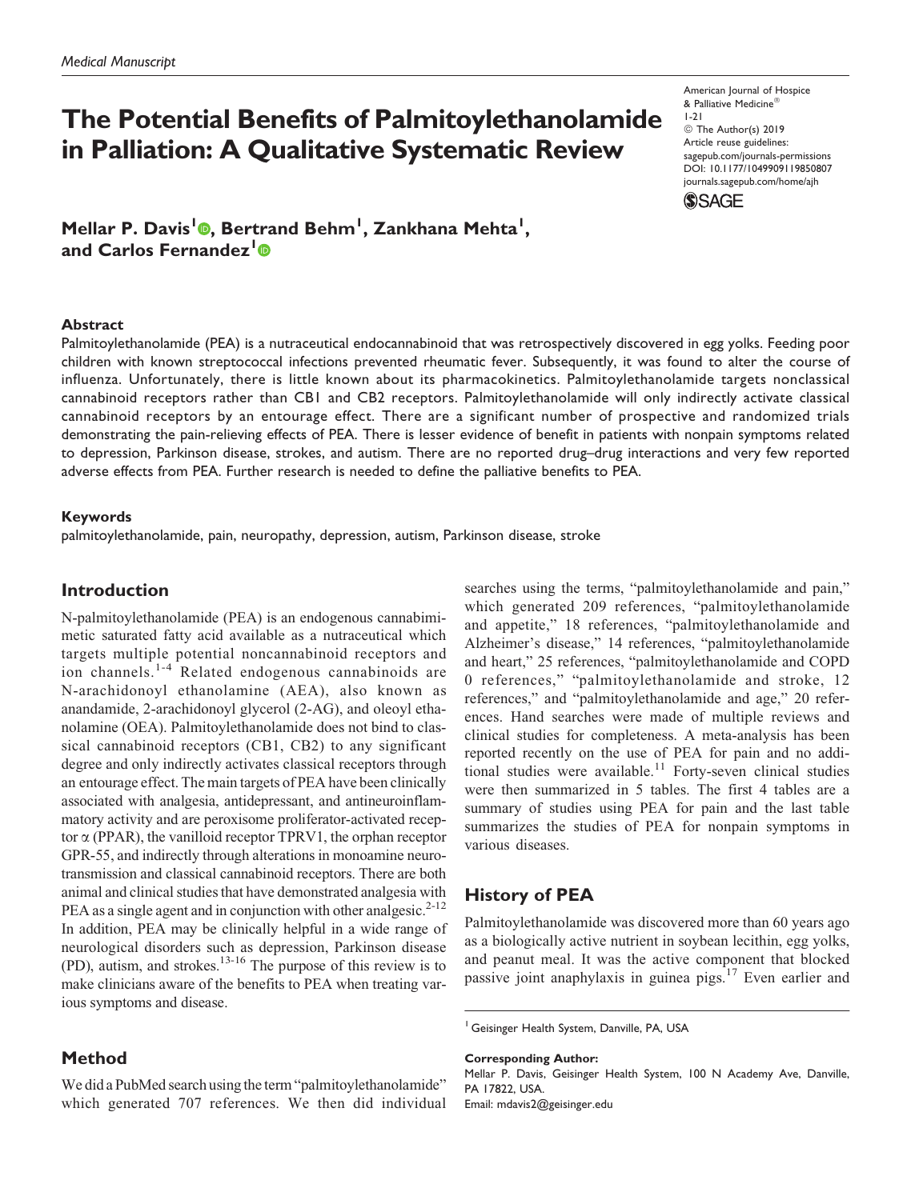# The Potential Benefits of Palmitoylethanolamide in Palliation: A Qualitative Systematic Review

American Journal of Hospice & Palliative Medicine®
1-21
© The Author(s) 2019
Article reuse guidelines:
sagepub.com/journals-permissions
DOI: 10.1177/1049909119850807
journals.sagepub.com/home/ajh

**Mellar P. Davis[1], Bertrand Behm[1], Zankhana Mehta[1], and Carlos Fernandez[1]**

### Abstract

Palmitoylethanolamide (PEA) is a nutraceutical endocannabinoid that was retrospectively discovered in egg yolks. Feeding poor children with known streptococcal infections prevented rheumatic fever. Subsequently, it was found to alter the course of influenza. Unfortunately, there is little known about its pharmacokinetics. Palmitoylethanolamide targets nonclassical cannabinoid receptors rather than CB1 and CB2 receptors. Palmitoylethanolamide will only indirectly activate classical cannabinoid receptors by an entourage effect. There are a significant number of prospective and randomized trials demonstrating the pain-relieving effects of PEA. There is lesser evidence of benefit in patients with nonpain symptoms related to depression, Parkinson disease, strokes, and autism. There are no reported drug–drug interactions and very few reported adverse effects from PEA. Further research is needed to define the palliative benefits to PEA.

### Keywords

palmitoylethanolamide, pain, neuropathy, depression, autism, Parkinson disease, stroke

## Introduction

N-palmitoylethanolamide (PEA) is an endogenous cannabimimetic saturated fatty acid available as a nutraceutical which targets multiple potential noncannabinoid receptors and ion channels.[1-4] Related endogenous cannabinoids are N-arachidonoyl ethanolamine (AEA), also known as anandamide, 2-arachidonoyl glycerol (2-AG), and oleoyl ethanolamine (OEA). Palmitoylethanolamide does not bind to classical cannabinoid receptors (CB1, CB2) to any significant degree and only indirectly activates classical receptors through an entourage effect. The main targets of PEA have been clinically associated with analgesia, antidepressant, and antineuroinflammatory activity and are peroxisome proliferator-activated receptor α (PPAR), the vanilloid receptor TPRV1, the orphan receptor GPR-55, and indirectly through alterations in monoamine neurotransmission and classical cannabinoid receptors. There are both animal and clinical studies that have demonstrated analgesia with PEA as a single agent and in conjunction with other analgesic.[2-12] In addition, PEA may be clinically helpful in a wide range of neurological disorders such as depression, Parkinson disease (PD), autism, and strokes.[13-16] The purpose of this review is to make clinicians aware of the benefits to PEA when treating various symptoms and disease.

## Method

We did a PubMed search using the term "palmitoylethanolamide" which generated 707 references. We then did individual searches using the terms, "palmitoylethanolamide and pain," which generated 209 references, "palmitoylethanolamide and appetite," 18 references, "palmitoylethanolamide and Alzheimer's disease," 14 references, "palmitoylethanolamide and heart," 25 references, "palmitoylethanolamide and COPD 0 references," "palmitoylethanolamide and stroke, 12 references," and "palmitoylethanolamide and age," 20 references. Hand searches were made of multiple reviews and clinical studies for completeness. A meta-analysis has been reported recently on the use of PEA for pain and no additional studies were available.[11] Forty-seven clinical studies were then summarized in 5 tables. The first 4 tables are a summary of studies using PEA for pain and the last table summarizes the studies of PEA for nonpain symptoms in various diseases.

## History of PEA

Palmitoylethanolamide was discovered more than 60 years ago as a biologically active nutrient in soybean lecithin, egg yolks, and peanut meal. It was the active component that blocked passive joint anaphylaxis in guinea pigs.[17] Even earlier and

[1] Geisinger Health System, Danville, PA, USA

**Corresponding Author:**
Mellar P. Davis, Geisinger Health System, 100 N Academy Ave, Danville, PA 17822, USA.
Email: mdavis2@geisinger.edu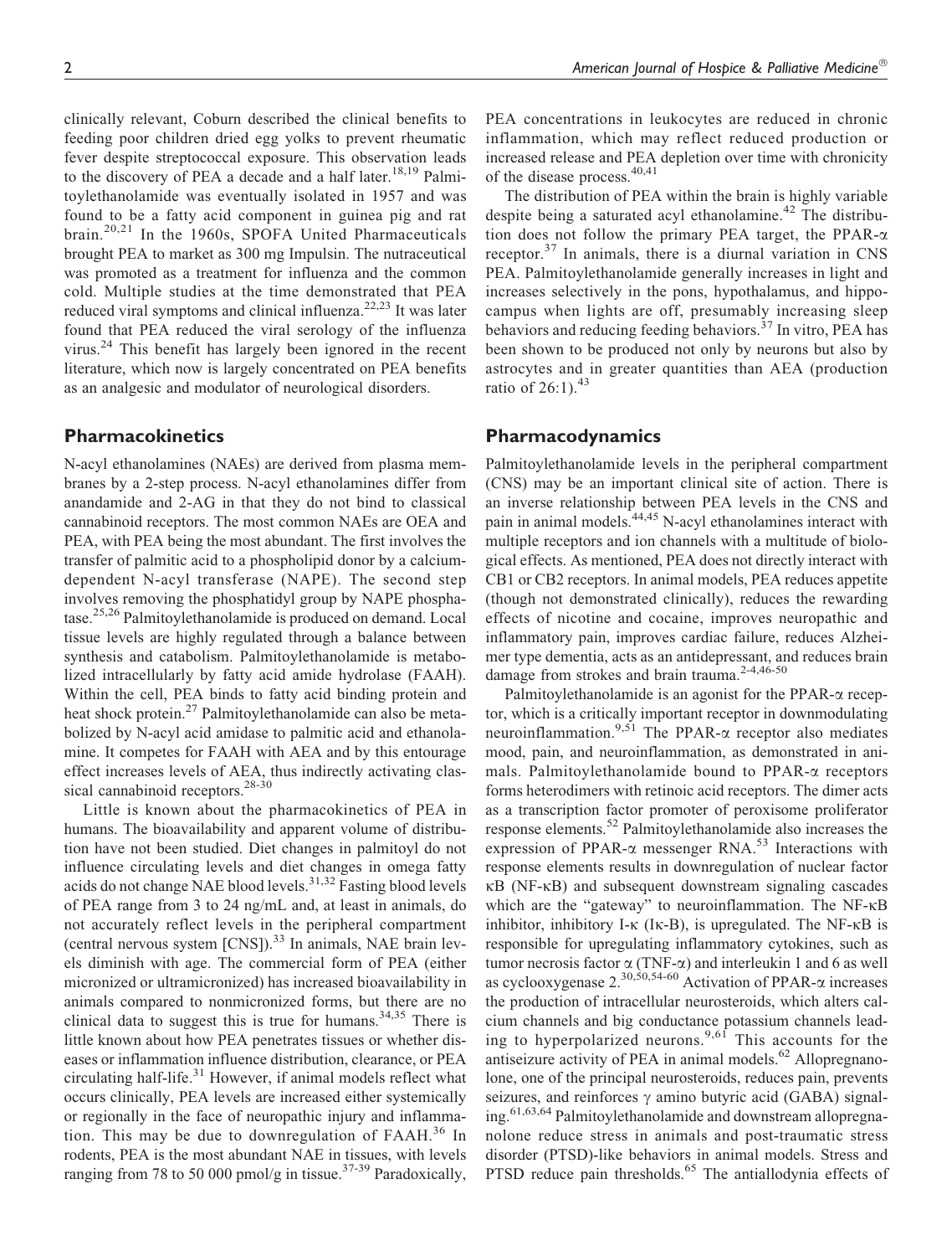clinically relevant, Coburn described the clinical benefits to feeding poor children dried egg yolks to prevent rheumatic fever despite streptococcal exposure. This observation leads to the discovery of PEA a decade and a half later.[18,19] Palmitoylethanolamide was eventually isolated in 1957 and was found to be a fatty acid component in guinea pig and rat brain.[20,21] In the 1960s, SPOFA United Pharmaceuticals brought PEA to market as 300 mg Impulsin. The nutraceutical was promoted as a treatment for influenza and the common cold. Multiple studies at the time demonstrated that PEA reduced viral symptoms and clinical influenza.[22,23] It was later found that PEA reduced the viral serology of the influenza virus.[24] This benefit has largely been ignored in the recent literature, which now is largely concentrated on PEA benefits as an analgesic and modulator of neurological disorders.

## Pharmacokinetics

N-acyl ethanolamines (NAEs) are derived from plasma membranes by a 2-step process. N-acyl ethanolamines differ from anandamide and 2-AG in that they do not bind to classical cannabinoid receptors. The most common NAEs are OEA and PEA, with PEA being the most abundant. The first involves the transfer of palmitic acid to a phospholipid donor by a calcium-dependent N-acyl transferase (NAPE). The second step involves removing the phosphatidyl group by NAPE phosphatase.[25,26] Palmitoylethanolamide is produced on demand. Local tissue levels are highly regulated through a balance between synthesis and catabolism. Palmitoylethanolamide is metabolized intracellularly by fatty acid amide hydrolase (FAAH). Within the cell, PEA binds to fatty acid binding protein and heat shock protein.[27] Palmitoylethanolamide can also be metabolized by N-acyl acid amidase to palmitic acid and ethanolamine. It competes for FAAH with AEA and by this entourage effect increases levels of AEA, thus indirectly activating classical cannabinoid receptors.[28-30]

Little is known about the pharmacokinetics of PEA in humans. The bioavailability and apparent volume of distribution have not been studied. Diet changes in palmitoyl do not influence circulating levels and diet changes in omega fatty acids do not change NAE blood levels.[31,32] Fasting blood levels of PEA range from 3 to 24 ng/mL and, at least in animals, do not accurately reflect levels in the peripheral compartment (central nervous system [CNS]).[33] In animals, NAE brain levels diminish with age. The commercial form of PEA (either micronized or ultramicronized) has increased bioavailability in animals compared to nonmicronized forms, but there are no clinical data to suggest this is true for humans.[34,35] There is little known about how PEA penetrates tissues or whether diseases or inflammation influence distribution, clearance, or PEA circulating half-life.[31] However, if animal models reflect what occurs clinically, PEA levels are increased either systemically or regionally in the face of neuropathic injury and inflammation. This may be due to downregulation of FAAH.[36] In rodents, PEA is the most abundant NAE in tissues, with levels ranging from 78 to 50 000 pmol/g in tissue.[37-39] Paradoxically, PEA concentrations in leukocytes are reduced in chronic inflammation, which may reflect reduced production or increased release and PEA depletion over time with chronicity of the disease process.[40,41]

The distribution of PEA within the brain is highly variable despite being a saturated acyl ethanolamine.[42] The distribution does not follow the primary PEA target, the PPAR-α receptor.[37] In animals, there is a diurnal variation in CNS PEA. Palmitoylethanolamide generally increases in light and increases selectively in the pons, hypothalamus, and hippocampus when lights are off, presumably increasing sleep behaviors and reducing feeding behaviors.[37] In vitro, PEA has been shown to be produced not only by neurons but also by astrocytes and in greater quantities than AEA (production ratio of 26:1).[43]

## Pharmacodynamics

Palmitoylethanolamide levels in the peripheral compartment (CNS) may be an important clinical site of action. There is an inverse relationship between PEA levels in the CNS and pain in animal models.[44,45] N-acyl ethanolamines interact with multiple receptors and ion channels with a multitude of biological effects. As mentioned, PEA does not directly interact with CB1 or CB2 receptors. In animal models, PEA reduces appetite (though not demonstrated clinically), reduces the rewarding effects of nicotine and cocaine, improves neuropathic and inflammatory pain, improves cardiac failure, reduces Alzheimer type dementia, acts as an antidepressant, and reduces brain damage from strokes and brain trauma.[2-4,46-50]

Palmitoylethanolamide is an agonist for the PPAR-α receptor, which is a critically important receptor in downmodulating neuroinflammation.[9,51] The PPAR-α receptor also mediates mood, pain, and neuroinflammation, as demonstrated in animals. Palmitoylethanolamide bound to PPAR-α receptors forms heterodimers with retinoic acid receptors. The dimer acts as a transcription factor promoter of peroxisome proliferator response elements.[52] Palmitoylethanolamide also increases the expression of PPAR-α messenger RNA.[53] Interactions with response elements results in downregulation of nuclear factor κB (NF-κB) and subsequent downstream signaling cascades which are the "gateway" to neuroinflammation. The NF-κB inhibitor, inhibitory I-κ (Iκ-B), is upregulated. The NF-κB is responsible for upregulating inflammatory cytokines, such as tumor necrosis factor α (TNF-α) and interleukin 1 and 6 as well as cyclooxygenase 2.[30,50,54-60] Activation of PPAR-α increases the production of intracellular neurosteroids, which alters calcium channels and big conductance potassium channels leading to hyperpolarized neurons.[9,61] This accounts for the antiseizure activity of PEA in animal models.[62] Allopregnanolone, one of the principal neurosteroids, reduces pain, prevents seizures, and reinforces γ amino butyric acid (GABA) signaling.[61,63,64] Palmitoylethanolamide and downstream allopregnanolone reduce stress in animals and post-traumatic stress disorder (PTSD)-like behaviors in animal models. Stress and PTSD reduce pain thresholds.[65] The antiallodynia effects of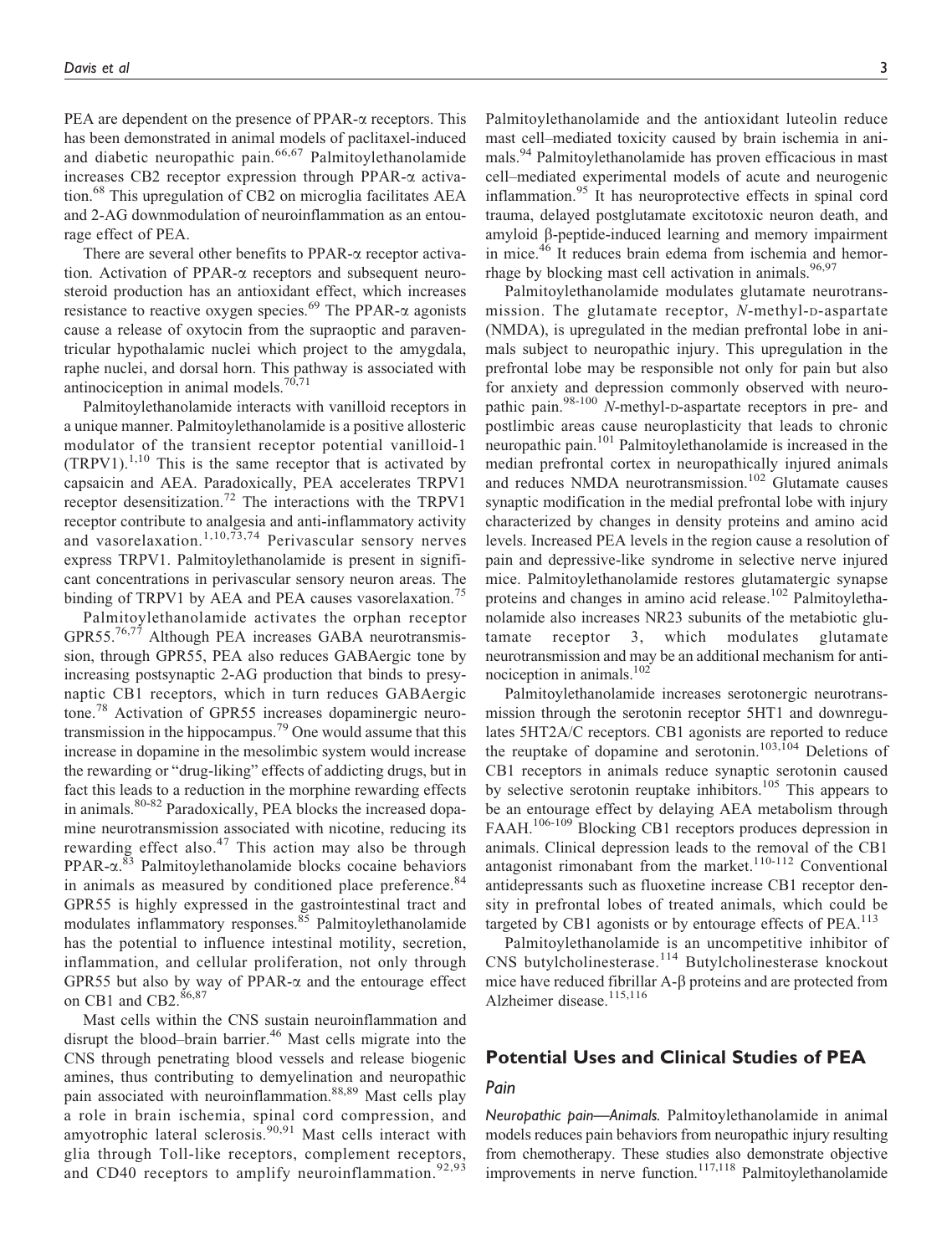PEA are dependent on the presence of PPAR-α receptors. This has been demonstrated in animal models of paclitaxel-induced and diabetic neuropathic pain.[66,67] Palmitoylethanolamide increases CB2 receptor expression through PPAR-α activation.[68] This upregulation of CB2 on microglia facilitates AEA and 2-AG downmodulation of neuroinflammation as an entourage effect of PEA.

There are several other benefits to PPAR-α receptor activation. Activation of PPAR-α receptors and subsequent neurosteroid production has an antioxidant effect, which increases resistance to reactive oxygen species.[69] The PPAR-α agonists cause a release of oxytocin from the supraoptic and paraventricular hypothalamic nuclei which project to the amygdala, raphe nuclei, and dorsal horn. This pathway is associated with antinociception in animal models.[70,71]

Palmitoylethanolamide interacts with vanilloid receptors in a unique manner. Palmitoylethanolamide is a positive allosteric modulator of the transient receptor potential vanilloid-1 (TRPV1).[1,10] This is the same receptor that is activated by capsaicin and AEA. Paradoxically, PEA accelerates TRPV1 receptor desensitization.[72] The interactions with the TRPV1 receptor contribute to analgesia and anti-inflammatory activity and vasorelaxation.[1,10,73,74] Perivascular sensory nerves express TRPV1. Palmitoylethanolamide is present in significant concentrations in perivascular sensory neuron areas. The binding of TRPV1 by AEA and PEA causes vasorelaxation.[75]

Palmitoylethanolamide activates the orphan receptor GPR55.[76,77] Although PEA increases GABA neurotransmission, through GPR55, PEA also reduces GABAergic tone by increasing postsynaptic 2-AG production that binds to presynaptic CB1 receptors, which in turn reduces GABAergic tone.[78] Activation of GPR55 increases dopaminergic neurotransmission in the hippocampus.[79] One would assume that this increase in dopamine in the mesolimbic system would increase the rewarding or "drug-liking" effects of addicting drugs, but in fact this leads to a reduction in the morphine rewarding effects in animals.[80-82] Paradoxically, PEA blocks the increased dopamine neurotransmission associated with nicotine, reducing its rewarding effect also.[47] This action may also be through PPAR-α.[83] Palmitoylethanolamide blocks cocaine behaviors in animals as measured by conditioned place preference.[84] GPR55 is highly expressed in the gastrointestinal tract and modulates inflammatory responses.[85] Palmitoylethanolamide has the potential to influence intestinal motility, secretion, inflammation, and cellular proliferation, not only through GPR55 but also by way of PPAR-α and the entourage effect on CB1 and CB2.[86,87]

Mast cells within the CNS sustain neuroinflammation and disrupt the blood–brain barrier.[46] Mast cells migrate into the CNS through penetrating blood vessels and release biogenic amines, thus contributing to demyelination and neuropathic pain associated with neuroinflammation.[88,89] Mast cells play a role in brain ischemia, spinal cord compression, and amyotrophic lateral sclerosis.[90,91] Mast cells interact with glia through Toll-like receptors, complement receptors, and CD40 receptors to amplify neuroinflammation.[92,93] Palmitoylethanolamide and the antioxidant luteolin reduce mast cell–mediated toxicity caused by brain ischemia in animals.[94] Palmitoylethanolamide has proven efficacious in mast cell–mediated experimental models of acute and neurogenic inflammation.[95] It has neuroprotective effects in spinal cord trauma, delayed postglutamate excitotoxic neuron death, and amyloid β-peptide-induced learning and memory impairment in mice.[46] It reduces brain edema from ischemia and hemorrhage by blocking mast cell activation in animals.[96,97]

Palmitoylethanolamide modulates glutamate neurotransmission. The glutamate receptor, *N*-methyl-D-aspartate (NMDA), is upregulated in the median prefrontal lobe in animals subject to neuropathic injury. This upregulation in the prefrontal lobe may be responsible not only for pain but also for anxiety and depression commonly observed with neuropathic pain.[98-100] *N*-methyl-D-aspartate receptors in pre- and postlimbic areas cause neuroplasticity that leads to chronic neuropathic pain.[101] Palmitoylethanolamide is increased in the median prefrontal cortex in neuropathically injured animals and reduces NMDA neurotransmission.[102] Glutamate causes synaptic modification in the medial prefrontal lobe with injury characterized by changes in density proteins and amino acid levels. Increased PEA levels in the region cause a resolution of pain and depressive-like syndrome in selective nerve injured mice. Palmitoylethanolamide restores glutamatergic synapse proteins and changes in amino acid release.[102] Palmitoylethanolamide also increases NR23 subunits of the metabiotic glutamate receptor 3, which modulates glutamate neurotransmission and may be an additional mechanism for antinociception in animals.[102]

Palmitoylethanolamide increases serotonergic neurotransmission through the serotonin receptor 5HT1 and downregulates 5HT2A/C receptors. CB1 agonists are reported to reduce the reuptake of dopamine and serotonin.[103,104] Deletions of CB1 receptors in animals reduce synaptic serotonin caused by selective serotonin reuptake inhibitors.[105] This appears to be an entourage effect by delaying AEA metabolism through FAAH.[106-109] Blocking CB1 receptors produces depression in animals. Clinical depression leads to the removal of the CB1 antagonist rimonabant from the market.[110-112] Conventional antidepressants such as fluoxetine increase CB1 receptor density in prefrontal lobes of treated animals, which could be targeted by CB1 agonists or by entourage effects of PEA.[113]

Palmitoylethanolamide is an uncompetitive inhibitor of CNS butylcholinesterase.[114] Butylcholinesterase knockout mice have reduced fibrillar A-β proteins and are protected from Alzheimer disease.[115,116]

## Potential Uses and Clinical Studies of PEA

### Pain

*Neuropathic pain—Animals.* Palmitoylethanolamide in animal models reduces pain behaviors from neuropathic injury resulting from chemotherapy. These studies also demonstrate objective improvements in nerve function.[117,118] Palmitoylethanolamide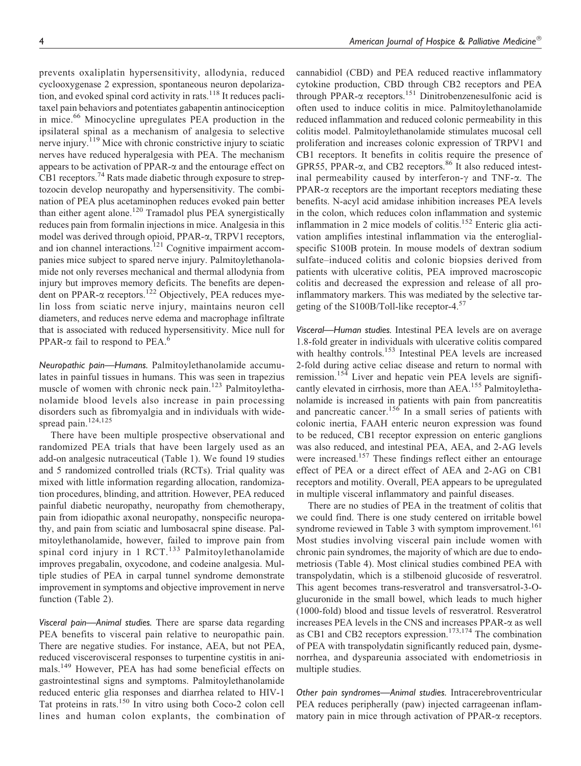prevents oxaliplatin hypersensitivity, allodynia, reduced cyclooxygenase 2 expression, spontaneous neuron depolarization, and evoked spinal cord activity in rats.[118] It reduces paclitaxel pain behaviors and potentiates gabapentin antinociception in mice.[66] Minocycline upregulates PEA production in the ipsilateral spinal as a mechanism of analgesia to selective nerve injury.[119] Mice with chronic constrictive injury to sciatic nerves have reduced hyperalgesia with PEA. The mechanism appears to be activation of PPAR-α and the entourage effect on CB1 receptors.[74] Rats made diabetic through exposure to streptozocin develop neuropathy and hypersensitivity. The combination of PEA plus acetaminophen reduces evoked pain better than either agent alone.[120] Tramadol plus PEA synergistically reduces pain from formalin injections in mice. Analgesia in this model was derived through opioid, PPAR-α, TRPV1 receptors, and ion channel interactions.[121] Cognitive impairment accompanies mice subject to spared nerve injury. Palmitoylethanolamide not only reverses mechanical and thermal allodynia from injury but improves memory deficits. The benefits are dependent on PPAR-α receptors.[122] Objectively, PEA reduces myelin loss from sciatic nerve injury, maintains neuron cell diameters, and reduces nerve edema and macrophage infiltrate that is associated with reduced hypersensitivity. Mice null for PPAR-α fail to respond to PEA.[6]

*Neuropathic pain—Humans.* Palmitoylethanolamide accumulates in painful tissues in humans. This was seen in trapezius muscle of women with chronic neck pain.[123] Palmitoylethanolamide blood levels also increase in pain processing disorders such as fibromyalgia and in individuals with widespread pain.[124,125]

There have been multiple prospective observational and randomized PEA trials that have been largely used as an add-on analgesic nutraceutical (Table 1). We found 19 studies and 5 randomized controlled trials (RCTs). Trial quality was mixed with little information regarding allocation, randomization procedures, blinding, and attrition. However, PEA reduced painful diabetic neuropathy, neuropathy from chemotherapy, pain from idiopathic axonal neuropathy, nonspecific neuropathy, and pain from sciatic and lumbosacral spine disease. Palmitoylethanolamide, however, failed to improve pain from spinal cord injury in 1 RCT.[133] Palmitoylethanolamide improves pregabalin, oxycodone, and codeine analgesia. Multiple studies of PEA in carpal tunnel syndrome demonstrate improvement in symptoms and objective improvement in nerve function (Table 2).

*Visceral pain—Animal studies.* There are sparse data regarding PEA benefits to visceral pain relative to neuropathic pain. There are negative studies. For instance, AEA, but not PEA, reduced viscerovisceral responses to turpentine cystitis in animals.[149] However, PEA has had some beneficial effects on gastrointestinal signs and symptoms. Palmitoylethanolamide reduced enteric glia responses and diarrhea related to HIV-1 Tat proteins in rats.[150] In vitro using both Coco-2 colon cell lines and human colon explants, the combination of cannabidiol (CBD) and PEA reduced reactive inflammatory cytokine production, CBD through CB2 receptors and PEA through PPAR-α receptors.[151] Dinitrobenzenesulfonic acid is often used to induce colitis in mice. Palmitoylethanolamide reduced inflammation and reduced colonic permeability in this colitis model. Palmitoylethanolamide stimulates mucosal cell proliferation and increases colonic expression of TRPV1 and CB1 receptors. It benefits in colitis require the presence of GPR55, PPAR-α, and CB2 receptors.[86] It also reduced intestinal permeability caused by interferon-γ and TNF-α. The PPAR-α receptors are the important receptors mediating these benefits. N-acyl acid amidase inhibition increases PEA levels in the colon, which reduces colon inflammation and systemic inflammation in 2 mice models of colitis.[152] Enteric glia activation amplifies intestinal inflammation via the enteroglial-specific S100B protein. In mouse models of dextran sodium sulfate–induced colitis and colonic biopsies derived from patients with ulcerative colitis, PEA improved macroscopic colitis and decreased the expression and release of all proinflammatory markers. This was mediated by the selective targeting of the S100B/Toll-like receptor-4.[57]

*Visceral—Human studies.* Intestinal PEA levels are on average 1.8-fold greater in individuals with ulcerative colitis compared with healthy controls.[153] Intestinal PEA levels are increased 2-fold during active celiac disease and return to normal with remission.[154] Liver and hepatic vein PEA levels are significantly elevated in cirrhosis, more than AEA.[155] Palmitoylethanolamide is increased in patients with pain from pancreatitis and pancreatic cancer.[156] In a small series of patients with colonic inertia, FAAH enteric neuron expression was found to be reduced, CB1 receptor expression on enteric ganglions was also reduced, and intestinal PEA, AEA, and 2-AG levels were increased.[157] These findings reflect either an entourage effect of PEA or a direct effect of AEA and 2-AG on CB1 receptors and motility. Overall, PEA appears to be upregulated in multiple visceral inflammatory and painful diseases.

There are no studies of PEA in the treatment of colitis that we could find. There is one study centered on irritable bowel syndrome reviewed in Table 3 with symptom improvement.[161] Most studies involving visceral pain include women with chronic pain syndromes, the majority of which are due to endometriosis (Table 4). Most clinical studies combined PEA with transpolydatin, which is a stilbenoid glucoside of resveratrol. This agent becomes trans-resveratrol and transversatrol-3-O-glucuronide in the small bowel, which leads to much higher (1000-fold) blood and tissue levels of resveratrol. Resveratrol increases PEA levels in the CNS and increases PPAR-α as well as CB1 and CB2 receptors expression.[173,174] The combination of PEA with transpolydatin significantly reduced pain, dysmenorrhea, and dyspareunia associated with endometriosis in multiple studies.

*Other pain syndromes—Animal studies.* Intracerebroventricular PEA reduces peripherally (paw) injected carrageenan inflammatory pain in mice through activation of PPAR-α receptors.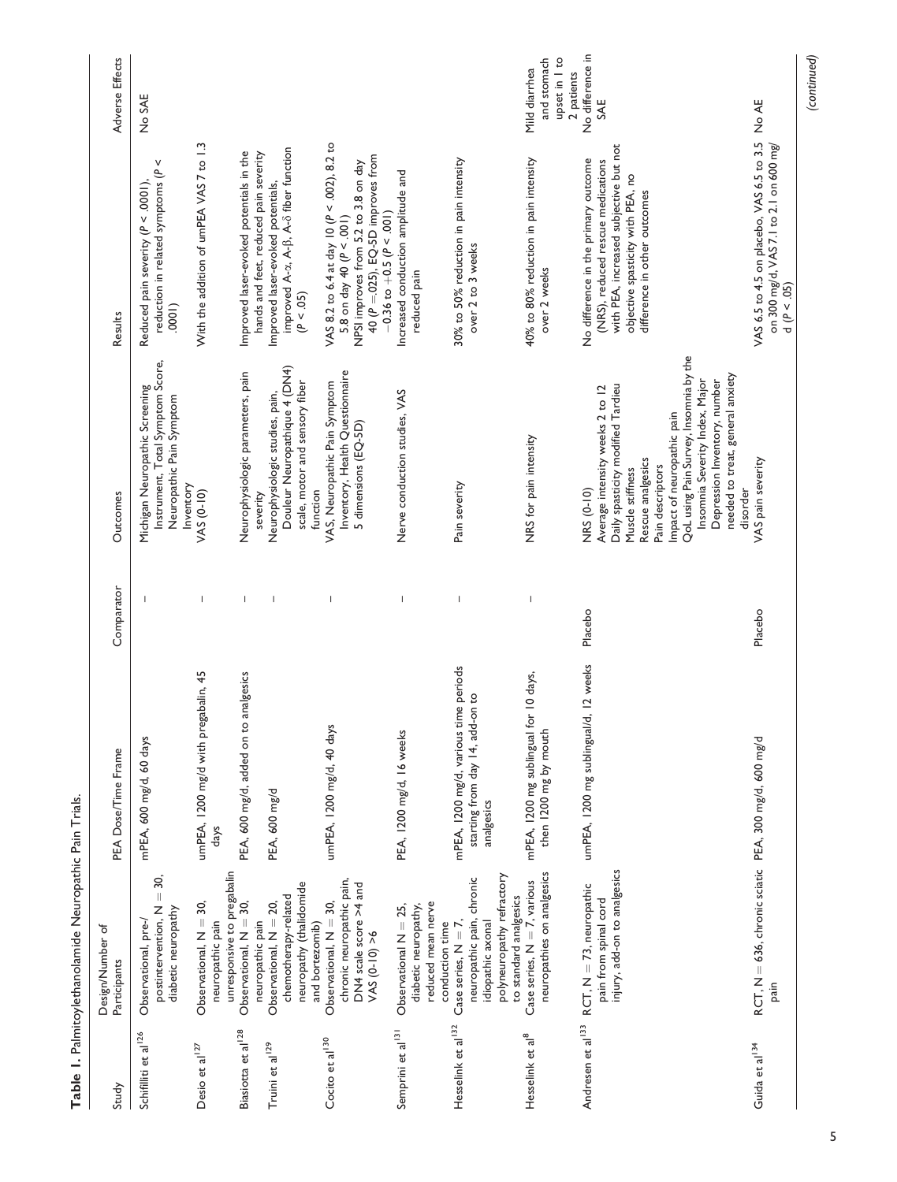**Table 1.** Palmitoylethanolamide Neuropathic Pain Trials.

| Study | Design/Number of Participants | PEA Dose/Time Frame | Comparator | Outcomes | Results | Adverse Effects |
|---|---|---|---|---|---|---|
| Schifilliti et al[126] | Observational, pre-/postintervention, N = 30, diabetic neuropathy | mPEA, 600 mg/d, 60 days | — | Michigan Neuropathic Screening Instrument, Total Symptom Score, Neuropathic Pain Symptom Inventory | Reduced pain severity ($P < .0001$), reduction in related symptoms ($P < .0001$) | No SAE |
| Desio et al[127] | Observational, N = 30, neuropathic pain unresponsive to pregabalin | umPEA, 1200 mg/d with pregabalin, 45 days | — | VAS (0-10) | With the addition of umPEA VAS 7 to 1.3 | |
| Biasiotta et al[128] | Observational, N = 30, neuropathic pain | PEA, 600 mg/d, added on to analgesics | — | Neurophysiologic parameters, pain severity | Improved laser-evoked potentials in the hands and feet, reduced pain severity | |
| Truini et al[129] | Observational, N = 20, chemotherapy-related neuropathy (thalidomide and bortezomib) | PEA, 600 mg/d | — | Neurophysiologic studies, pain, Douleur Neuropathique 4 (DN4) scale, motor and sensory fiber function | Improved laser-evoked potentials, improved A-α, A-β, A-δ fiber function ($P < .05$) | |
| Cocito et al[130] | Observational, N = 30, chronic neuropathic pain, DN4 scale score >4 and VAS (0-10) >6 | umPEA, 1200 mg/d, 40 days | — | VAS, Neuropathic Pain Symptom Inventory, Health Questionnaire 5 dimensions (EQ-5D) | VAS 8.2 to 6.4 at day 10 ($P < .002$), 8.2 to 5.8 on day 40 ($P < .001$)<br>NPSI improves from 5.2 to 3.8 on day 40 ($P = .025$), EQ-5D improves from −0.36 to +0.5 ($P < .001$) | |
| Semprini et al[131] | Observational N = 25, diabetic neuropathy, reduced mean nerve conduction time | PEA, 1200 mg/d, 16 weeks | — | Nerve conduction studies, VAS | Increased conduction amplitude and reduced pain | |
| Hesselink et al[132] | Case series, N = 7, neuropathic pain, chronic idiopathic axonal polyneuropathy refractory to standard analgesics | mPEA, 1200 mg/d, various time periods starting from day 14, add-on to analgesics | — | Pain severity | 30% to 50% reduction in pain intensity over 2 to 3 weeks | |
| Hesselink et al[8] | Case series, N = 7, various neuropathies on analgesics | mPEA, 1200 mg sublingual for 10 days, then 1200 mg by mouth | — | NRS for pain intensity | 40% to 80% reduction in pain intensity over 2 weeks | Mild diarrhea and stomach upset in 1 to 2 patients |
| Andresen et al[133] | RCT, N = 73, neuropathic pain from spinal cord injury, add-on to analgesics | umPEA, 1200 mg sublingual/d, 12 weeks | Placebo | NRS (0-10)<br>Average intensity weeks 2 to 12<br>Daily spasticity modified Tardieu<br>Muscle stiffness<br>Rescue analgesics<br>Pain descriptors<br>Impact of neuropathic pain<br>QoL using Pain Survey, Insomnia by the Insomnia Severity Index, Major Depression Inventory, number needed to treat, general anxiety disorder | No difference in the primary outcome (NRS), reduced rescue medications with PEA, increased subjective but not objective spasticity with PEA, no difference in other outcomes | No difference in SAE |
| Guida et al[134] | RCT, N = 636, chronic sciatic pain | PEA, 300 mg/d, 600 mg/d | Placebo | VAS pain severity | VAS 6.5 to 4.5 on placebo, VAS 6.5 to 3.5 on 300 mg/d, VAS 7.1 to 2.1 on 600 mg/d ($P < .05$) | No AE |

(continued)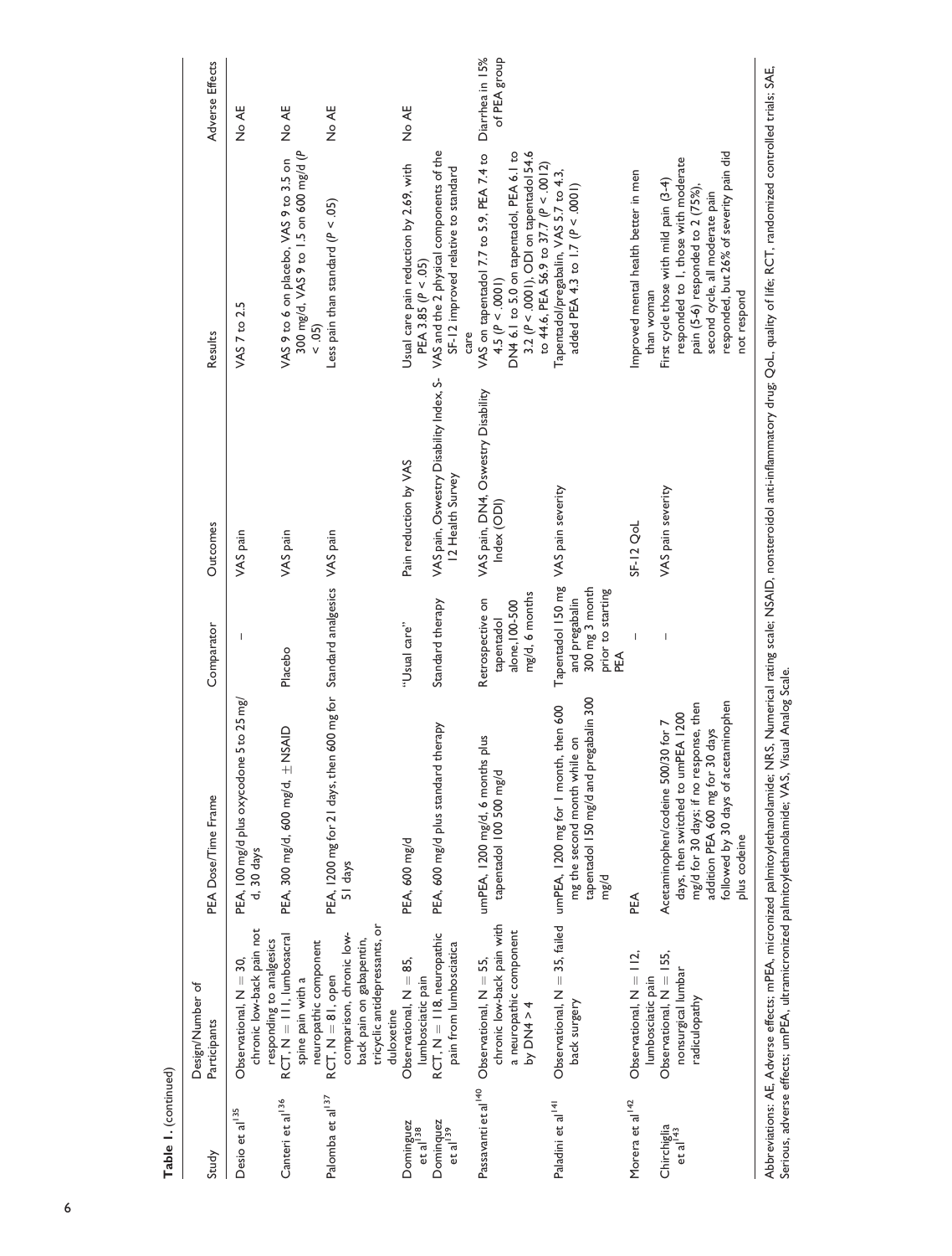**Table 1.** (continued)

| Study | Design/Number of Participants | PEA Dose/Time Frame | Comparator | Outcomes | Results | Adverse Effects |
|---|---|---|---|---|---|---|
| Desio et al[135] | Observational, N = 30, chronic low-back pain not responding to analgesics | PEA, 100 mg/d plus oxycodone 5 to 25 mg/d, 30 days | – | VAS pain | VAS 7 to 2.5 | No AE |
| Canteri et al[136] | RCT, N = 111, lumbosacral spine pain with a neuropathic component | PEA, 300 mg/d, 600 mg/d, ± NSAID | Placebo | VAS pain | VAS 9 to 6 on placebo, VAS 9 to 3.5 on 300 mg/d, VAS 9 to 1.5 on 600 mg/d ($P < .05$) | No AE |
| Palomba et al[137] | RCT, N = 81, open comparison, chronic low-back pain on gabapentin, tricyclic antidepressants, or duloxetine | PEA, 1200 mg for 21 days, then 600 mg for 51 days | Standard analgesics | VAS pain | Less pain than standard ($P < .05$) | No AE |
| Dominguez et al[138] | Observational, N = 85, lumbosciatic pain | PEA, 600 mg/d | "Usual care" | Pain reduction by VAS | Usual care pain reduction by 2.69, with PEA 3.85 ($P < .05$) | No AE |
| Dominguez et al[139] | RCT, N = 118, neuropathic pain from lumbosciatica | PEA, 600 mg/d plus standard therapy | Standard therapy | VAS pain, Oswestry Disability Index, S-12 Health Survey | VAS and the 2 physical components of the SF-12 improved relative to standard care | |
| Passavanti et al[140] | Observational, N = 55, chronic low-back pain with a neuropathic component by DN4 > 4 | umPEA, 1200 mg/d, 6 months plus tapentadol 100 500 mg/d | Retrospective on tapentadol alone, 100-500 mg/d, 6 months | VAS pain, DN4, Oswestry Disability Index (ODI) | VAS on tapentadol 7.7 to 5.9, PEA 7.4 to 4.5 ($P < .0001$) DN4 6.1 to 5.0 on tapentadol, PEA 6.1 to 3.2 ($P < .0001$), ODI on tapentadol 54.6 to 44.6, PEA 56.9 to 37.7 ($P < .0012$) | Diarrhea in 15% of PEA group |
| Paladini et al[141] | Observational, N = 35, failed back surgery | umPEA, 1200 mg for 1 month, then 600 mg the second month while on tapentadol 150 mg/d and pregabalin 300 mg/d | Tapentadol 150 mg and pregabalin 300 mg 3 month prior to starting PEA | VAS pain severity | Tapentadol/pregabalin, VAS 5.7 to 4.3, added PEA 4.3 to 1.7 ($P < .0001$) | |
| Morera et al[142] | Observational, N = 112, lumbosciatic pain | PEA | – | SF-12 QoL | Improved mental health better in men than woman | |
| Chirchiglia et al[143] | Observational, N = 155, nonsurgical lumbar radiculopathy | Acetaminophen/codeine 500/30 for 7 days, then switched to umPEA 1200 mg/d for 30 days; if no response, then addition PEA 600 mg for 30 days followed by 30 days of acetaminophen plus codeine | – | VAS pain severity | First cycle those with mild pain (3-4) responded to 1, those with moderate pain (5-6) responded to 2 (75%), second cycle, all moderate pain responded, but 26% of severity pain did not respond | |

Abbreviations: AE, Adverse effects; mPEA, micronized palmitoylethanolamide; NRS, Numerical rating scale; NSAID, nonsteroidal anti-inflammatory drug; QoL, quality of life; RCT, randomized controlled trials; SAE, Serious, adverse effects; umPEA, ultramicronized palmitoylethanolamide; VAS, Visual Analog Scale.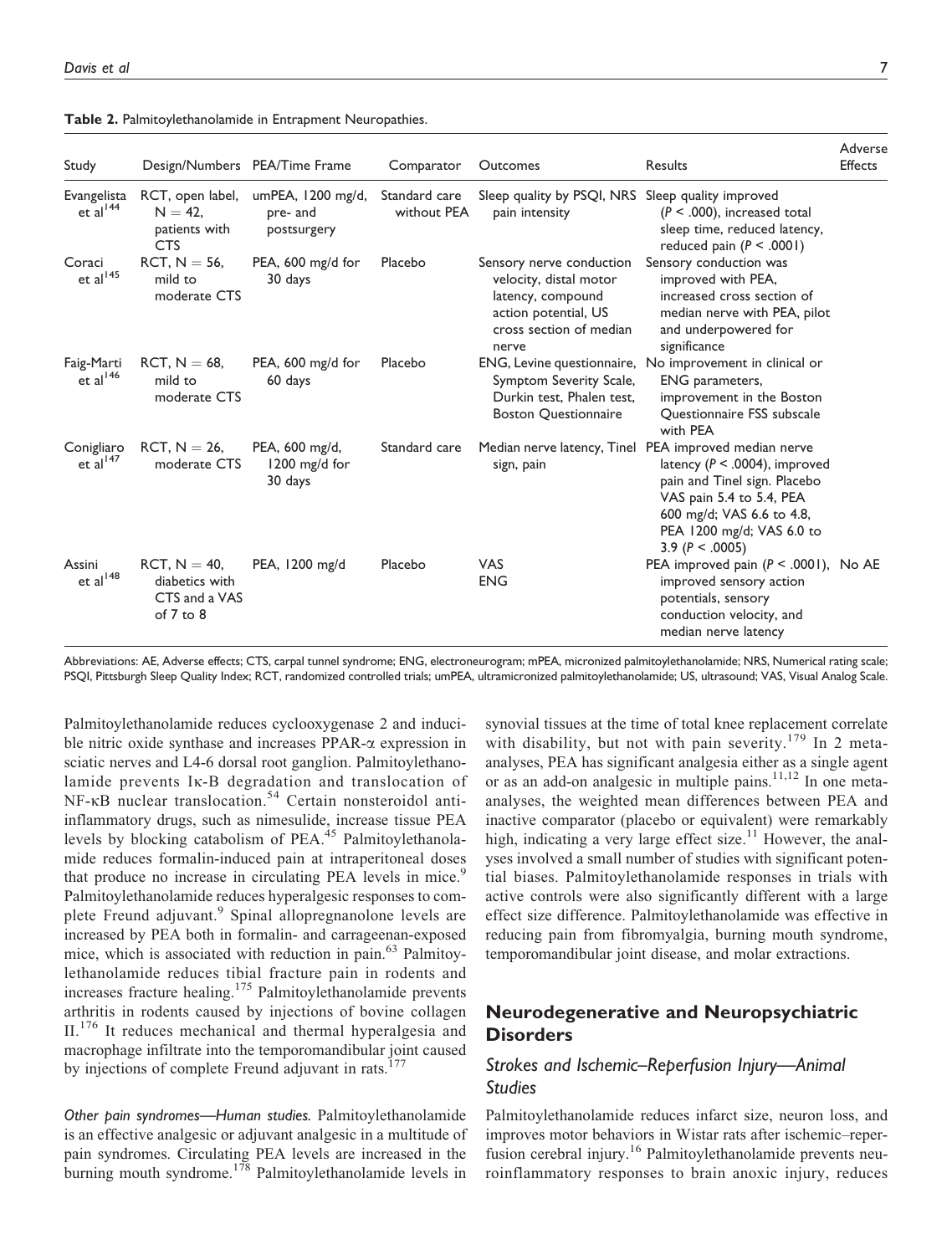**Table 2.** Palmitoylethanolamide in Entrapment Neuropathies.

| Study | Design/Numbers | PEA/Time Frame | Comparator | Outcomes | Results | Adverse Effects |
|---|---|---|---|---|---|---|
| Evangelista et al[144] | RCT, open label, N = 42, patients with CTS | umPEA, 1200 mg/d, pre- and postsurgery | Standard care without PEA | Sleep quality by PSQI, NRS pain intensity | Sleep quality improved ($P < .000$), increased total sleep time, reduced latency, reduced pain ($P < .0001$) | |
| Coraci et al[145] | RCT, N = 56, mild to moderate CTS | PEA, 600 mg/d for 30 days | Placebo | Sensory nerve conduction velocity, distal motor latency, compound action potential, US cross section of median nerve | Sensory conduction was improved with PEA, increased cross section of median nerve with PEA, pilot and underpowered for significance | |
| Faig-Marti et al[146] | RCT, N = 68, mild to moderate CTS | PEA, 600 mg/d for 60 days | Placebo | ENG, Levine questionnaire, Symptom Severity Scale, Durkin test, Phalen test, Boston Questionnaire | No improvement in clinical or ENG parameters, improvement in the Boston Questionnaire FSS subscale with PEA | |
| Conigliaro et al[147] | RCT, N = 26, moderate CTS | PEA, 600 mg/d, 1200 mg/d for 30 days | Standard care | Median nerve latency, Tinel sign, pain | PEA improved median nerve latency ($P < .0004$), improved pain and Tinel sign. Placebo VAS pain 5.4 to 5.4, PEA 600 mg/d; VAS 6.6 to 4.8, PEA 1200 mg/d; VAS 6.0 to 3.9 ($P < .0005$) | |
| Assini et al[148] | RCT, N = 40, diabetics with CTS and a VAS of 7 to 8 | PEA, 1200 mg/d | Placebo | VAS ENG | PEA improved pain ($P < .0001$), improved sensory action potentials, sensory conduction velocity, and median nerve latency | No AE |

Abbreviations: AE, Adverse effects; CTS, carpal tunnel syndrome; ENG, electroneurogram; mPEA, micronized palmitoylethanolamide; NRS, Numerical rating scale; PSQI, Pittsburgh Sleep Quality Index; RCT, randomized controlled trials; umPEA, ultramicronized palmitoylethanolamide; US, ultrasound; VAS, Visual Analog Scale.

Palmitoylethanolamide reduces cyclooxygenase 2 and inducible nitric oxide synthase and increases PPAR-$\alpha$ expression in sciatic nerves and L4-6 dorsal root ganglion. Palmitoylethanolamide prevents I$\kappa$-B degradation and translocation of NF-$\kappa$B nuclear translocation.[54] Certain nonsteroidol anti-inflammatory drugs, such as nimesulide, increase tissue PEA levels by blocking catabolism of PEA.[45] Palmitoylethanolamide reduces formalin-induced pain at intraperitoneal doses that produce no increase in circulating PEA levels in mice.[9] Palmitoylethanolamide reduces hyperalgesic responses to complete Freund adjuvant.[9] Spinal allopregnanolone levels are increased by PEA both in formalin- and carrageenan-exposed mice, which is associated with reduction in pain.[63] Palmitoylethanolamide reduces tibial fracture pain in rodents and increases fracture healing.[175] Palmitoylethanolamide prevents arthritis in rodents caused by injections of bovine collagen II.[176] It reduces mechanical and thermal hyperalgesia and macrophage infiltrate into the temporomandibular joint caused by injections of complete Freund adjuvant in rats.[177]

*Other pain syndromes—Human studies.* Palmitoylethanolamide is an effective analgesic or adjuvant analgesic in a multitude of pain syndromes. Circulating PEA levels are increased in the burning mouth syndrome.[178] Palmitoylethanolamide levels in synovial tissues at the time of total knee replacement correlate with disability, but not with pain severity.[179] In 2 meta-analyses, PEA has significant analgesia either as a single agent or as an add-on analgesic in multiple pains.[11,12] In one meta-analyses, the weighted mean differences between PEA and inactive comparator (placebo or equivalent) were remarkably high, indicating a very large effect size.[11] However, the analyses involved a small number of studies with significant potential biases. Palmitoylethanolamide responses in trials with active controls were also significantly different with a large effect size difference. Palmitoylethanolamide was effective in reducing pain from fibromyalgia, burning mouth syndrome, temporomandibular joint disease, and molar extractions.

## Neurodegenerative and Neuropsychiatric Disorders

### *Strokes and Ischemic–Reperfusion Injury—Animal Studies*

Palmitoylethanolamide reduces infarct size, neuron loss, and improves motor behaviors in Wistar rats after ischemic–reperfusion cerebral injury.[16] Palmitoylethanolamide prevents neuroinflammatory responses to brain anoxic injury, reduces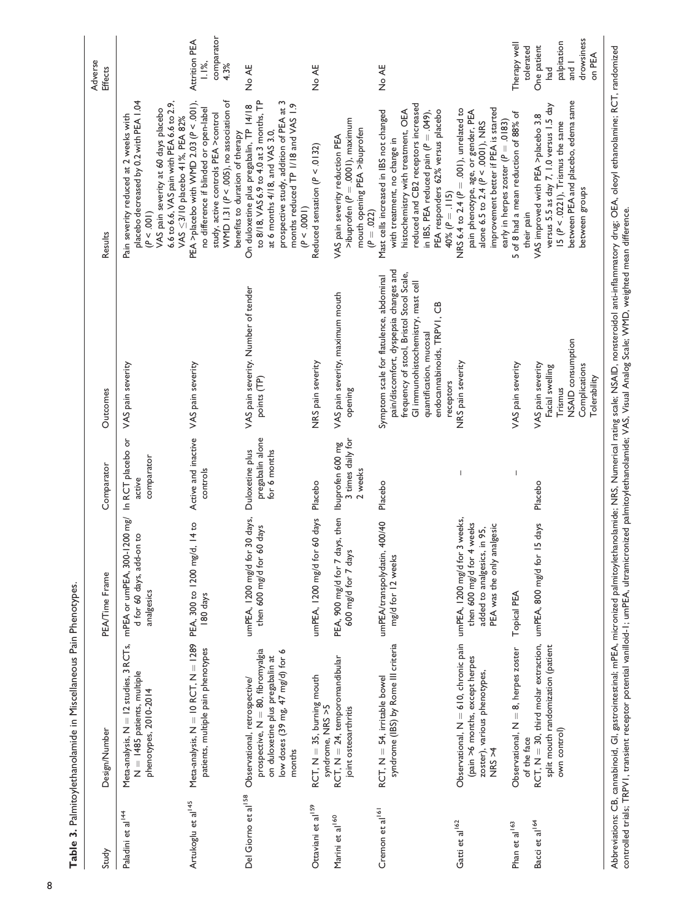**Table 3.** Palmitoylethanolamide in Miscellaneous Pain Phenotypes.

| Study | Design/Number | PEA/Time Frame | Comparator | Outcomes | Results | Adverse Effects |
| --- | --- | --- | --- | --- | --- | --- |
| Paladini et al[144] | Meta-analysis, N = 12 studies, 3 RCTs, N = 1485 patients, multiple phenotypes, 2010-2014 | mPEA or umPEA, 300-1200 mg/d for 60 days, add-on to analgesics | In RCT placebo or active comparator | VAS pain severity | Pain severity reduced at 2 weeks with placebo decreased by 0.2 with PEA 1.04 ($P < .001$) VAS pain severity at 60 days placebo 6.6 to 6.6, VAS pain with PEA 6.6 to 2.9, VAS ≤3/10 placebo 41%, PEA 82% | |
| Artukoglu et al[145] | Meta-analysis, N = 10 RCT, N = 1289 patients, multiple pain phenotypes | PEA, 300 to 1200 mg/d, 14 to 180 days | Active and inactive controls | VAS pain severity | PEA >placebo with WMD 2.03 ($P < .001$), no difference if blinded or open-label study, active controls PEA >control WMD 1.31 ($P < .005$), no association of benefits to duration of therapy | Attrition PEA 1.1%, comparator 4.3% |
| Del Giorno et al[158] | Observational, retrospective/prospective, N = 80, fibromyalgia on duloxetine plus pregabalin at low doses (39 mg, 47 mg/d) for 6 months | umPEA, 1200 mg/d for 30 days, then 600 mg/d for 60 days | Duloxetine plus pregabalin alone for 6 months | VAS pain severity. Number of tender points (TP) | On duloxetine plus pregabalin, TP 14/18 to 8/18, VAS 6.9 to 4.0 at 3 months, TP at 6 months 4/18, and VAS 3.0, prospective study, addition of PEA at 3 months reduced TP 1/18 and VAS 1.9 ($P < .0001$) | No AE |
| Ottaviani et al[159] | RCT, N = 35, burning mouth syndrome, NRS >5 | umPEA, 1200 mg/d for 60 days | Placebo | NRS pain severity | Reduced sensation ($P < .0132$) | No AE |
| Marini et al[160] | RCT, N = 24, temporomandibular joint osteoarthritis | PEA, 900 mg/d for 7 days, then 600 mg/d for 7 days | Ibuprofen 600 mg 3 times daily for 2 weeks | VAS pain severity, maximum mouth opening | VAS pain severity reduction PEA >ibuprofen ($P = .0001$), maximum mouth opening PEA >ibuprofen ($P = .022$) | |
| Cremon et al[161] | RCT, N = 54, irritable bowel syndrome (IBS) by Rome III criteria | umPEA/transpolydatin, 400/40 mg/d for 12 weeks | Placebo | Symptom scale for flatulence, abdominal pain/discomfort, dyspepsia changes and frequency of stool, Bristol Stool Scale, GI immunohistochemistry, mast cell quantification, mucosal endocannabinoids, TRPV1, CB receptors | Mast cells increased in IBS not changed with treatment, no change in histochemistry with treatment, OEA reduced and CB2 receptors increased in IBS, PEA reduced pain ($P = .049$), PEA responders 62% versus placebo 40% ($P = .115$) | No AE |
| Gatti et al[162] | Observational, N = 610, chronic pain (pain >6 months, except herpes zoster), various phenotypes, NRS >4 | umPEA, 1200 mg/d for 3 weeks, then 600 mg/d for 4 weeks added to analgesics, in 95, PEA was the only analgesic | – | NRS pain severity | NRS 6.4 to 2.4 ($P = .001$), unrelated to pain phenotype, age, or gender, PEA alone 6.5 to 2.4 ($P < .0001$), NRS improvement better if PEA is started early in herpes zoster ($P = .0183$) | |
| Phan et al[163] | Observational, N = 8, herpes zoster of the face | Topical PEA | – | VAS pain severity | 5 of 8 had a mean reduction of 88% of their pain | Therapy well tolerated |
| Bacci et al[164] | RCT, N = 30, third molar extraction, split mouth randomization (patient own control) | umPEA, 800 mg/d for 15 days | Placebo | VAS pain severity<br>Facial swelling<br>Trismus<br>NSAID consumption<br>Complications<br>Tolerability | VAS improved with PEA >placebo 3.8 versus 5.5 as day 7, 1.0 versus 1.5 day 15 ($P < .021$), Trismus the same between PEA and placebo, edema same between groups | One patient had palpitation and 1 drowsiness on PEA |

Abbreviations: CB, cannabinoid, GI, gastrointestinal; mPEA, micronized palmitoylethanolamide; NRS, Numerical rating scale; NSAID, nonsteroidal anti-inflammatory drug; OEA, oleoyl ethanolamine; RCT, randomized controlled trials; TRPV1, transient receptor potential vanilloid-1; umPEA, ultramicronized palmitoylethanolamide; VAS, Visual Analog Scale; WMD, weighted mean difference.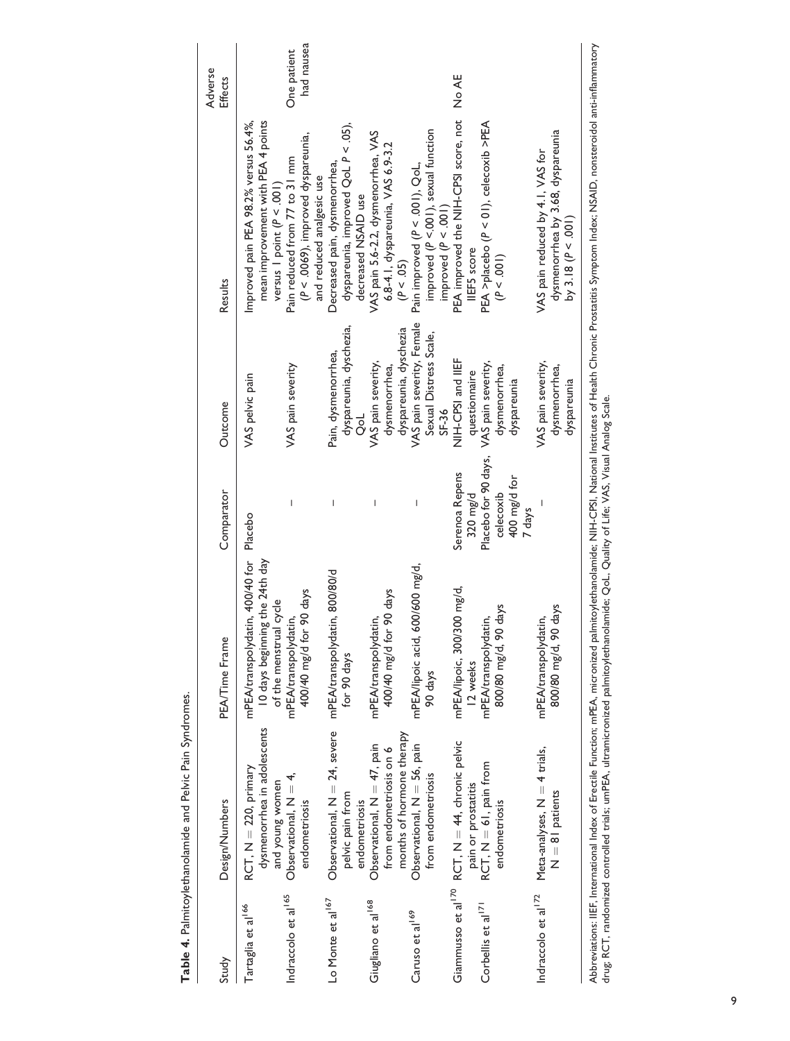**Table 4.** Palmitoylethanolamide and Pelvic Pain Syndromes.

| Study | Design/Numbers | PEA/Time Frame | Comparator | Outcome | Results | Adverse Effects |
|---|---|---|---|---|---|---|
| Tartaglia et al[166] | RCT, N = 220, primary dysmenorrhea in adolescents and young women | mPEA/transpolydatin, 400/40 for 10 days beginning the 24th day of the menstrual cycle | Placebo | VAS pelvic pain | Improved pain PEA 98.2% versus 56.4%, mean improvement with PEA 4 points versus 1 point ($P < .001$) | |
| Indraccolo et al[165] | Observational, N = 4, endometriosis | mPEA/transpolydatin, 400/40 mg/d for 90 days | – | VAS pain severity | Pain reduced from 77 to 31 mm ($P < .0069$), improved dyspareunia, and reduced analgesic use | One patient had nausea |
| Lo Monte et al[167] | Observational, N = 24, severe pelvic pain from endometriosis | mPEA/transpolydatin, 800/80/d for 90 days | – | Pain, dysmenorrhea, dyspareunia, dyschezia, QoL | Decreased pain, dysmenorrhea, dyspareunia, improved QoL $P < .05$), decreased NSAID use | |
| Giugliano et al[168] | Observational, N = 47, pain from endometriosis on 6 months of hormone therapy | mPEA/transpolydatin, 400/40 mg/d for 90 days | – | VAS pain severity, dysmenorrhea, dyspareunia, dyschezia | VAS pain 5.6-2.2, dysmenorrhea, VAS 6.8-4.1, dyspareunia, VAS 6.9-3.2 ($P < .05$) | |
| Caruso et al[169] | Observational, N = 56, pain from endometriosis | mPEA/lipoic acid, 600/600 mg/d, 90 days | – | VAS pain severity, Female Sexual Distress Scale, SF-36 | Pain improved ($P < .001$), QoL improved ($P < .001$), sexual function improved ($P < .001$) | |
| Giammusso et al[170] | RCT, N = 44, chronic pelvic pain or prostatitis | mPEA/lipoic, 300/300 mg/d, 12 weeks | Serenoa Repens 320 mg/d | NIH-CPSI and IIEF questionnaire | PEA improved the NIH-CPSI score, not IIEF5 score | No AE |
| Corbellis et al[171] | RCT, N = 61, pain from endometriosis | mPEA/transpolydatin, 800/80 mg/d, 90 days | Placebo for 90 days, celecoxib 400 mg/d for 7 days | VAS pain severity, dysmenorrhea, dyspareunia | PEA >placebo ($P < 01$), celecoxib >PEA ($P < .001$) | |
| Indraccolo et al[172] | Meta-analyses, N = 4 trials, N = 81 patients | mPEA/transpolydatin, 800/80 mg/d, 90 days | – | VAS pain severity, dysmenorrhea, dyspareunia | VAS pain reduced by 4.1, VAS for dysmenorrhea by 3.68, dyspareunia by 3.18 ($P < .001$) | |

Abbreviations: IIEF, International Index of Erectile Function; mPEA, micronized palmitoylethanolamide; NIH-CPSI, National Institutes of Health Chronic Prostatitis Symptom Index; NSAID, nonsteroidal anti-inflammatory drug; RCT, randomized controlled trials; umPEA, ultramicronized palmitoylethanolamide; QoL, Quality of Life; VAS, Visual Analog Scale.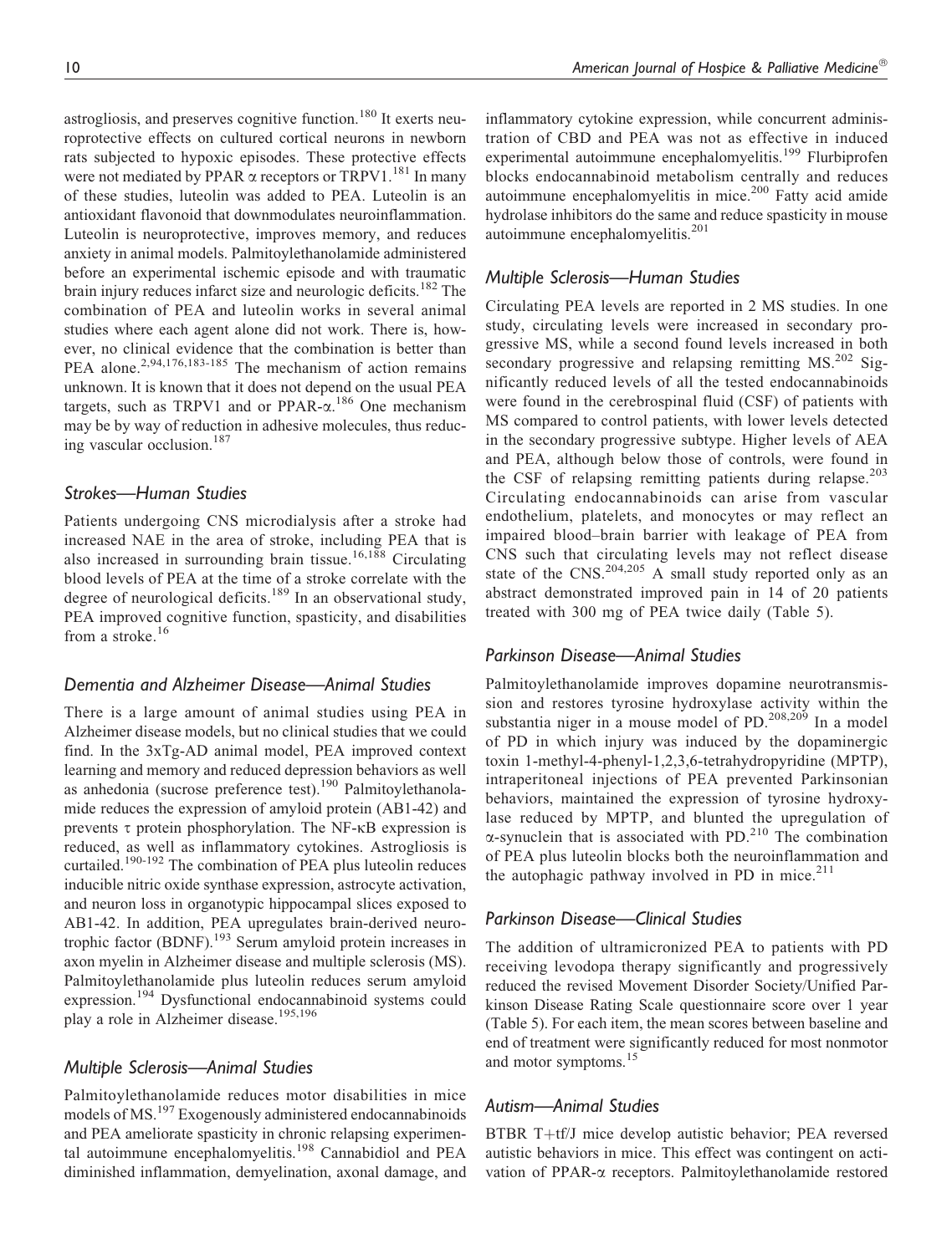astrogliosis, and preserves cognitive function.[180] It exerts neuroprotective effects on cultured cortical neurons in newborn rats subjected to hypoxic episodes. These protective effects were not mediated by PPAR α receptors or TRPV1.[181] In many of these studies, luteolin was added to PEA. Luteolin is an antioxidant flavonoid that downmodulates neuroinflammation. Luteolin is neuroprotective, improves memory, and reduces anxiety in animal models. Palmitoylethanolamide administered before an experimental ischemic episode and with traumatic brain injury reduces infarct size and neurologic deficits.[182] The combination of PEA and luteolin works in several animal studies where each agent alone did not work. There is, however, no clinical evidence that the combination is better than PEA alone.[2,94,176,183-185] The mechanism of action remains unknown. It is known that it does not depend on the usual PEA targets, such as TRPV1 and or PPAR-α.[186] One mechanism may be by way of reduction in adhesive molecules, thus reducing vascular occlusion.[187]

### *Strokes—Human Studies*

Patients undergoing CNS microdialysis after a stroke had increased NAE in the area of stroke, including PEA that is also increased in surrounding brain tissue.[16,188] Circulating blood levels of PEA at the time of a stroke correlate with the degree of neurological deficits.[189] In an observational study, PEA improved cognitive function, spasticity, and disabilities from a stroke.[16]

### *Dementia and Alzheimer Disease—Animal Studies*

There is a large amount of animal studies using PEA in Alzheimer disease models, but no clinical studies that we could find. In the 3xTg-AD animal model, PEA improved context learning and memory and reduced depression behaviors as well as anhedonia (sucrose preference test).[190] Palmitoylethanolamide reduces the expression of amyloid protein (AB1-42) and prevents τ protein phosphorylation. The NF-κB expression is reduced, as well as inflammatory cytokines. Astrogliosis is curtailed.[190-192] The combination of PEA plus luteolin reduces inducible nitric oxide synthase expression, astrocyte activation, and neuron loss in organotypic hippocampal slices exposed to AB1-42. In addition, PEA upregulates brain-derived neurotrophic factor (BDNF).[193] Serum amyloid protein increases in axon myelin in Alzheimer disease and multiple sclerosis (MS). Palmitoylethanolamide plus luteolin reduces serum amyloid expression.[194] Dysfunctional endocannabinoid systems could play a role in Alzheimer disease.[195,196]

### *Multiple Sclerosis—Animal Studies*

Palmitoylethanolamide reduces motor disabilities in mice models of MS.[197] Exogenously administered endocannabinoids and PEA ameliorate spasticity in chronic relapsing experimental autoimmune encephalomyelitis.[198] Cannabidiol and PEA diminished inflammation, demyelination, axonal damage, and inflammatory cytokine expression, while concurrent administration of CBD and PEA was not as effective in induced experimental autoimmune encephalomyelitis.[199] Flurbiprofen blocks endocannabinoid metabolism centrally and reduces autoimmune encephalomyelitis in mice.[200] Fatty acid amide hydrolase inhibitors do the same and reduce spasticity in mouse autoimmune encephalomyelitis.[201]

### *Multiple Sclerosis—Human Studies*

Circulating PEA levels are reported in 2 MS studies. In one study, circulating levels were increased in secondary progressive MS, while a second found levels increased in both secondary progressive and relapsing remitting MS.[202] Significantly reduced levels of all the tested endocannabinoids were found in the cerebrospinal fluid (CSF) of patients with MS compared to control patients, with lower levels detected in the secondary progressive subtype. Higher levels of AEA and PEA, although below those of controls, were found in the CSF of relapsing remitting patients during relapse.[203] Circulating endocannabinoids can arise from vascular endothelium, platelets, and monocytes or may reflect an impaired blood–brain barrier with leakage of PEA from CNS such that circulating levels may not reflect disease state of the CNS.[204,205] A small study reported only as an abstract demonstrated improved pain in 14 of 20 patients treated with 300 mg of PEA twice daily (Table 5).

### *Parkinson Disease—Animal Studies*

Palmitoylethanolamide improves dopamine neurotransmission and restores tyrosine hydroxylase activity within the substantia niger in a mouse model of PD.[208,209] In a model of PD in which injury was induced by the dopaminergic toxin 1-methyl-4-phenyl-1,2,3,6-tetrahydropyridine (MPTP), intraperitoneal injections of PEA prevented Parkinsonian behaviors, maintained the expression of tyrosine hydroxylase reduced by MPTP, and blunted the upregulation of α-synuclein that is associated with PD.[210] The combination of PEA plus luteolin blocks both the neuroinflammation and the autophagic pathway involved in PD in mice.[211]

### *Parkinson Disease—Clinical Studies*

The addition of ultramicronized PEA to patients with PD receiving levodopa therapy significantly and progressively reduced the revised Movement Disorder Society/Unified Parkinson Disease Rating Scale questionnaire score over 1 year (Table 5). For each item, the mean scores between baseline and end of treatment were significantly reduced for most nonmotor and motor symptoms.[15]

### *Autism—Animal Studies*

BTBR T+tf/J mice develop autistic behavior; PEA reversed autistic behaviors in mice. This effect was contingent on activation of PPAR-α receptors. Palmitoylethanolamide restored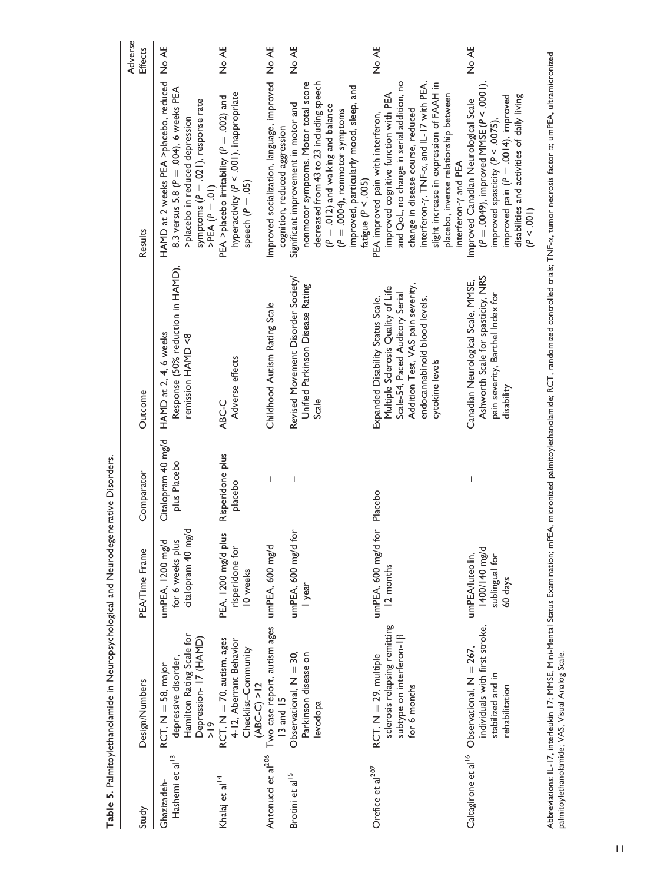**Table 5.** Palmitoylethanolamide in Neuropsychological and Neurodegenerative Disorders.

| Study | Design/Numbers | PEA/Time Frame | Comparator | Outcome | Results | Adverse Effects |
|---|---|---|---|---|---|---|
| Ghazizadeh-Hashemi et al[13] | RCT, N = 58, major depressive disorder, Hamilton Rating Scale for Depression- 17 (HAMD) >19 | umPEA, 1200 mg/d for 6 weeks plus citalopram 40 mg/d | Citalopram 40 mg/d plus Placebo | HAMD at 2, 4, 6 weeks Response (50% reduction in HAMD), remission HAMD <8 | HAMD at 2 weeks PEA >placebo, reduced 8.3 versus 5.8 ($P = .004$), 6 weeks PEA >placebo in reduced depression symptoms ($P = .021$), response rate >PEA ($P = .01$) | No AE |
| Khalaj et al[14] | RCT, N = 70, autism, ages 4-12, Aberrant Behavior Checklist–Community (ABC-C) >12 | PEA, 1200 mg/d plus risperidone for 10 weeks | Risperidone plus placebo | ABC-C Adverse effects | PEA >placebo irritability ($P = .002$) and hyperactivity ($P < .001$), inappropriate speech ($P = .05$) | No AE |
| Antonucci et al[206] | Two case report, autism ages 13 and 15 | umPEA, 600 mg/d | – | Childhood Autism Rating Scale | Improved socialization, language, improved cognition, reduced aggression | No AE |
| Brotini et al[15] | Observational, N = 30, Parkinson disease on levodopa | umPEA, 600 mg/d for 1 year | – | Revised Movement Disorder Society/ Unified Parkinson Disease Rating Scale | Significant improvement in motor and nonmotor symptoms. Motor total score decreased from 43 to 23 including speech ($P = .012$) and walking and balance ($P = .0004$), nonmotor symptoms improved, particularly mood, sleep, and fatigue ($P < .005$) | No AE |
| Orefice et al[207] | RCT, N = 29, multiple sclerosis relapsing remitting subtype on interferon-1β for 6 months | umPEA, 600 mg/d for 12 months | Placebo | Expanded Disability Status Scale, Multiple Sclerosis Quality of Life Scale-54, Paced Auditory Serial Addition Test, VAS pain severity, endocannabinoid blood levels, cytokine levels | PEA improved pain with interferon, improved cognitive function with PEA and QoL, no change in serial addition, no change in disease course, reduced interferon-γ, TNF-α, and IL-17 with PEA, slight increase in expression of FAAH in placebo, inverse relationship between interferon-γ and PEA | No AE |
| Caltagirone et al[16] | Observational, N = 267, individuals with first stroke, stabilized and in rehabilitation | umPEA/luteolin, 1400/140 mg/d sublingual for 60 days | – | Canadian Neurological Scale, MMSE, Ashworth Scale for spasticity, NRS pain severity, Barthel Index for disability | Improved Canadian Neurological Scale ($P = .0049$), improved MMSE ($P < .0001$), improved spasticity ($P < .0075$), improved pain ($P = .0014$), improved disabilities and activities of daily living ($P < .001$) | No AE |

Abbreviations: IL-17, interleukin 17; MMSE, Mini-Mental Status Examination; mPEA, micronized palmitoylethanolamide; RCT, randomized controlled trials; TNF-α, tumor necrosis factor α; umPEA, ultramicronized palmitoylethanolamide; VAS, Visual Analog Scale.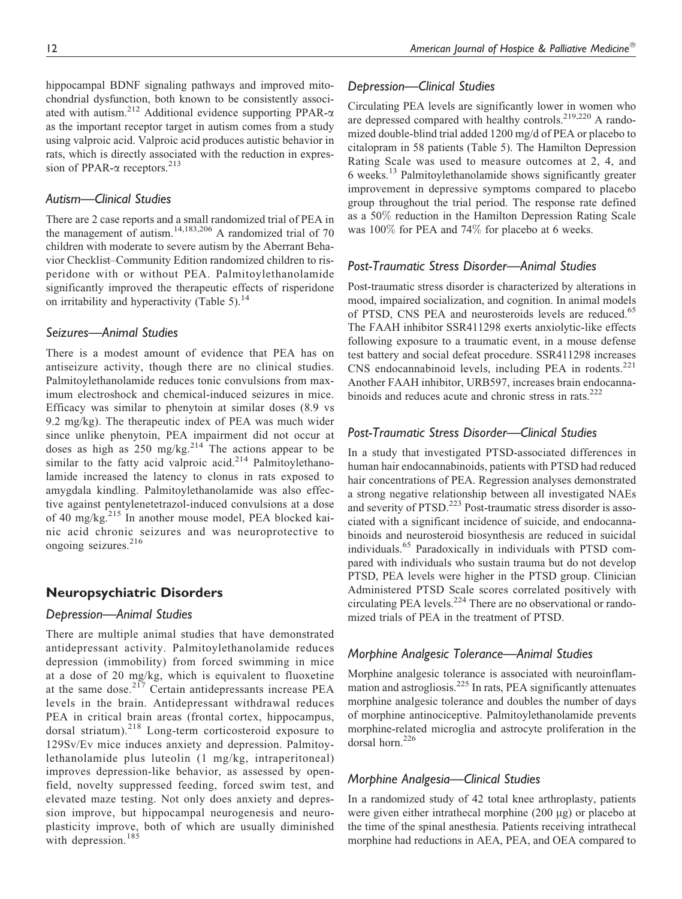hippocampal BDNF signaling pathways and improved mitochondrial dysfunction, both known to be consistently associated with autism.[212] Additional evidence supporting PPAR-α as the important receptor target in autism comes from a study using valproic acid. Valproic acid produces autistic behavior in rats, which is directly associated with the reduction in expression of PPAR-α receptors.[213]

### Autism—Clinical Studies

There are 2 case reports and a small randomized trial of PEA in the management of autism.[14,183,206] A randomized trial of 70 children with moderate to severe autism by the Aberrant Behavior Checklist–Community Edition randomized children to risperidone with or without PEA. Palmitoylethanolamide significantly improved the therapeutic effects of risperidone on irritability and hyperactivity (Table 5).[14]

### Seizures—Animal Studies

There is a modest amount of evidence that PEA has on antiseizure activity, though there are no clinical studies. Palmitoylethanolamide reduces tonic convulsions from maximum electroshock and chemical-induced seizures in mice. Efficacy was similar to phenytoin at similar doses (8.9 vs 9.2 mg/kg). The therapeutic index of PEA was much wider since unlike phenytoin, PEA impairment did not occur at doses as high as 250 mg/kg.[214] The actions appear to be similar to the fatty acid valproic acid.[214] Palmitoylethanolamide increased the latency to clonus in rats exposed to amygdala kindling. Palmitoylethanolamide was also effective against pentylenetetrazol-induced convulsions at a dose of 40 mg/kg.[215] In another mouse model, PEA blocked kainic acid chronic seizures and was neuroprotective to ongoing seizures.[216]

## Neuropsychiatric Disorders

### Depression—Animal Studies

There are multiple animal studies that have demonstrated antidepressant activity. Palmitoylethanolamide reduces depression (immobility) from forced swimming in mice at a dose of 20 mg/kg, which is equivalent to fluoxetine at the same dose.[217] Certain antidepressants increase PEA levels in the brain. Antidepressant withdrawal reduces PEA in critical brain areas (frontal cortex, hippocampus, dorsal striatum).[218] Long-term corticosteroid exposure to 129Sv/Ev mice induces anxiety and depression. Palmitoylethanolamide plus luteolin (1 mg/kg, intraperitoneal) improves depression-like behavior, as assessed by openfield, novelty suppressed feeding, forced swim test, and elevated maze testing. Not only does anxiety and depression improve, but hippocampal neurogenesis and neuroplasticity improve, both of which are usually diminished with depression.[185]

### Depression—Clinical Studies

Circulating PEA levels are significantly lower in women who are depressed compared with healthy controls.[219,220] A randomized double-blind trial added 1200 mg/d of PEA or placebo to citalopram in 58 patients (Table 5). The Hamilton Depression Rating Scale was used to measure outcomes at 2, 4, and 6 weeks.[13] Palmitoylethanolamide shows significantly greater improvement in depressive symptoms compared to placebo group throughout the trial period. The response rate defined as a 50% reduction in the Hamilton Depression Rating Scale was 100% for PEA and 74% for placebo at 6 weeks.

### Post-Traumatic Stress Disorder—Animal Studies

Post-traumatic stress disorder is characterized by alterations in mood, impaired socialization, and cognition. In animal models of PTSD, CNS PEA and neurosteroids levels are reduced.[65] The FAAH inhibitor SSR411298 exerts anxiolytic-like effects following exposure to a traumatic event, in a mouse defense test battery and social defeat procedure. SSR411298 increases CNS endocannabinoid levels, including PEA in rodents.[221] Another FAAH inhibitor, URB597, increases brain endocannabinoids and reduces acute and chronic stress in rats.[222]

### Post-Traumatic Stress Disorder—Clinical Studies

In a study that investigated PTSD-associated differences in human hair endocannabinoids, patients with PTSD had reduced hair concentrations of PEA. Regression analyses demonstrated a strong negative relationship between all investigated NAEs and severity of PTSD.[223] Post-traumatic stress disorder is associated with a significant incidence of suicide, and endocannabinoids and neurosteroid biosynthesis are reduced in suicidal individuals.[65] Paradoxically in individuals with PTSD compared with individuals who sustain trauma but do not develop PTSD, PEA levels were higher in the PTSD group. Clinician Administered PTSD Scale scores correlated positively with circulating PEA levels.[224] There are no observational or randomized trials of PEA in the treatment of PTSD.

### Morphine Analgesic Tolerance—Animal Studies

Morphine analgesic tolerance is associated with neuroinflammation and astrogliosis.[225] In rats, PEA significantly attenuates morphine analgesic tolerance and doubles the number of days of morphine antinociceptive. Palmitoylethanolamide prevents morphine-related microglia and astrocyte proliferation in the dorsal horn.[226]

### Morphine Analgesia—Clinical Studies

In a randomized study of 42 total knee arthroplasty, patients were given either intrathecal morphine (200 μg) or placebo at the time of the spinal anesthesia. Patients receiving intrathecal morphine had reductions in AEA, PEA, and OEA compared to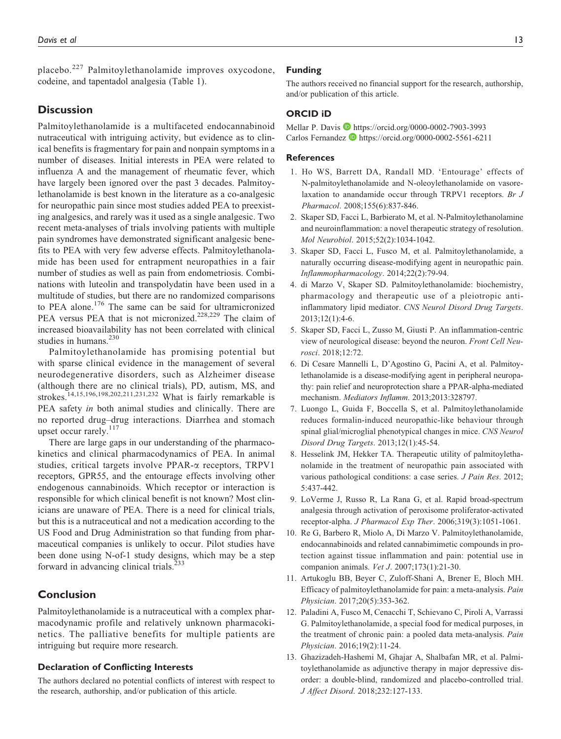placebo.[227] Palmitoylethanolamide improves oxycodone, codeine, and tapentadol analgesia (Table 1).

## Discussion

Palmitoylethanolamide is a multifaceted endocannabinoid nutraceutical with intriguing activity, but evidence as to clinical benefits is fragmentary for pain and nonpain symptoms in a number of diseases. Initial interests in PEA were related to influenza A and the management of rheumatic fever, which have largely been ignored over the past 3 decades. Palmitoylethanolamide is best known in the literature as a co-analgesic for neuropathic pain since most studies added PEA to preexisting analgesics, and rarely was it used as a single analgesic. Two recent meta-analyses of trials involving patients with multiple pain syndromes have demonstrated significant analgesic benefits to PEA with very few adverse effects. Palmitoylethanolamide has been used for entrapment neuropathies in a fair number of studies as well as pain from endometriosis. Combinations with luteolin and transpolydatin have been used in a multitude of studies, but there are no randomized comparisons to PEA alone.[176] The same can be said for ultramicronized PEA versus PEA that is not micronized.[228,229] The claim of increased bioavailability has not been correlated with clinical studies in humans.[230]

Palmitoylethanolamide has promising potential but with sparse clinical evidence in the management of several neurodegenerative disorders, such as Alzheimer disease (although there are no clinical trials), PD, autism, MS, and strokes.[14,15,196,198,202,211,231,232] What is fairly remarkable is PEA safety *in* both animal studies and clinically. There are no reported drug–drug interactions. Diarrhea and stomach upset occur rarely.[117]

There are large gaps in our understanding of the pharmacokinetics and clinical pharmacodynamics of PEA. In animal studies, critical targets involve PPAR-$\alpha$ receptors, TRPV1 receptors, GPR55, and the entourage effects involving other endogenous cannabinoids. Which receptor or interaction is responsible for which clinical benefit is not known? Most clinicians are unaware of PEA. There is a need for clinical trials, but this is a nutraceutical and not a medication according to the US Food and Drug Administration so that funding from pharmaceutical companies is unlikely to occur. Pilot studies have been done using N-of-1 study designs, which may be a step forward in advancing clinical trials.[233]

## Conclusion

Palmitoylethanolamide is a nutraceutical with a complex pharmacodynamic profile and relatively unknown pharmacokinetics. The palliative benefits for multiple patients are intriguing but require more research.

### Declaration of Conflicting Interests

The authors declared no potential conflicts of interest with respect to the research, authorship, and/or publication of this article.

### Funding

The authors received no financial support for the research, authorship, and/or publication of this article.

### ORCID iD

Mellar P. Davis https://orcid.org/0000-0002-7903-3993
Carlos Fernandez https://orcid.org/0000-0002-5561-6211

### References

1. Ho WS, Barrett DA, Randall MD. 'Entourage' effects of N-palmitoylethanolamide and N-oleoylethanolamide on vasorelaxation to anandamide occur through TRPV1 receptors. *Br J Pharmacol*. 2008;155(6):837-846.
2. Skaper SD, Facci L, Barbierato M, et al. N-Palmitoylethanolamine and neuroinflammation: a novel therapeutic strategy of resolution. *Mol Neurobiol*. 2015;52(2):1034-1042.
3. Skaper SD, Facci L, Fusco M, et al. Palmitoylethanolamide, a naturally occurring disease-modifying agent in neuropathic pain. *Inflammopharmacology*. 2014;22(2):79-94.
4. di Marzo V, Skaper SD. Palmitoylethanolamide: biochemistry, pharmacology and therapeutic use of a pleiotropic anti-inflammatory lipid mediator. *CNS Neurol Disord Drug Targets*. 2013;12(1):4-6.
5. Skaper SD, Facci L, Zusso M, Giusti P. An inflammation-centric view of neurological disease: beyond the neuron. *Front Cell Neurosci*. 2018;12:72.
6. Di Cesare Mannelli L, D'Agostino G, Pacini A, et al. Palmitoylethanolamide is a disease-modifying agent in peripheral neuropathy: pain relief and neuroprotection share a PPAR-alpha-mediated mechanism. *Mediators Inflamm*. 2013;2013:328797.
7. Luongo L, Guida F, Boccella S, et al. Palmitoylethanolamide reduces formalin-induced neuropathic-like behaviour through spinal glial/microglial phenotypical changes in mice. *CNS Neurol Disord Drug Targets*. 2013;12(1):45-54.
8. Hesselink JM, Hekker TA. Therapeutic utility of palmitoylethanolamide in the treatment of neuropathic pain associated with various pathological conditions: a case series. *J Pain Res*. 2012; 5:437-442.
9. LoVerme J, Russo R, La Rana G, et al. Rapid broad-spectrum analgesia through activation of peroxisome proliferator-activated receptor-alpha. *J Pharmacol Exp Ther*. 2006;319(3):1051-1061.
10. Re G, Barbero R, Miolo A, Di Marzo V. Palmitoylethanolamide, endocannabinoids and related cannabimimetic compounds in protection against tissue inflammation and pain: potential use in companion animals. *Vet J*. 2007;173(1):21-30.
11. Artukoglu BB, Beyer C, Zuloff-Shani A, Brener E, Bloch MH. Efficacy of palmitoylethanolamide for pain: a meta-analysis. *Pain Physician*. 2017;20(5):353-362.
12. Paladini A, Fusco M, Cenacchi T, Schievano C, Piroli A, Varrassi G. Palmitoylethanolamide, a special food for medical purposes, in the treatment of chronic pain: a pooled data meta-analysis. *Pain Physician*. 2016;19(2):11-24.
13. Ghazizadeh-Hashemi M, Ghajar A, Shalbafan MR, et al. Palmitoylethanolamide as adjunctive therapy in major depressive disorder: a double-blind, randomized and placebo-controlled trial. *J Affect Disord*. 2018;232:127-133.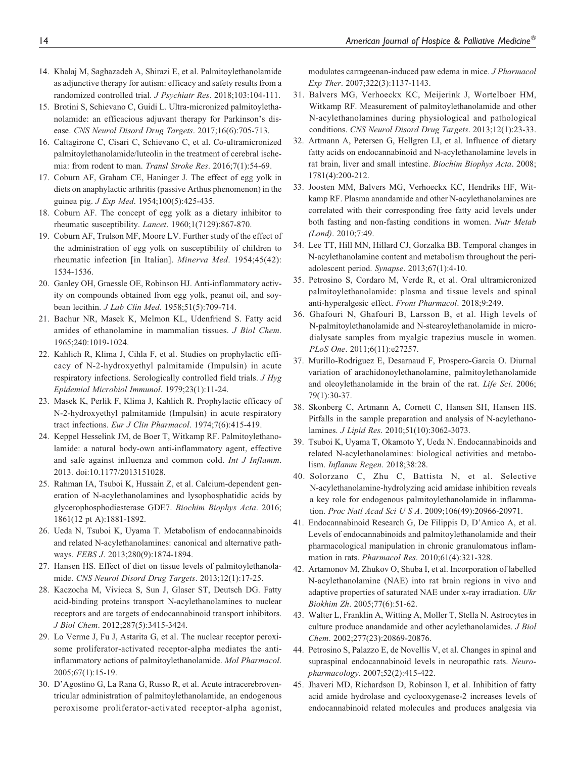14. Khalaj M, Saghazadeh A, Shirazi E, et al. Palmitoylethanolamide as adjunctive therapy for autism: efficacy and safety results from a randomized controlled trial. *J Psychiatr Res*. 2018;103:104-111.
15. Brotini S, Schievano C, Guidi L. Ultra-micronized palmitoylethanolamide: an efficacious adjuvant therapy for Parkinson's disease. *CNS Neurol Disord Drug Targets*. 2017;16(6):705-713.
16. Caltagirone C, Cisari C, Schievano C, et al. Co-ultramicronized palmitoylethanolamide/luteolin in the treatment of cerebral ischemia: from rodent to man. *Transl Stroke Res*. 2016;7(1):54-69.
17. Coburn AF, Graham CE, Haninger J. The effect of egg yolk in diets on anaphylactic arthritis (passive Arthus phenomenon) in the guinea pig. *J Exp Med*. 1954;100(5):425-435.
18. Coburn AF. The concept of egg yolk as a dietary inhibitor to rheumatic susceptibility. *Lancet*. 1960;1(7129):867-870.
19. Coburn AF, Trulson MF, Moore LV. Further study of the effect of the administration of egg yolk on susceptibility of children to rheumatic infection [in Italian]. *Minerva Med*. 1954;45(42):1534-1536.
20. Ganley OH, Graessle OE, Robinson HJ. Anti-inflammatory activity on compounds obtained from egg yolk, peanut oil, and soybean lecithin. *J Lab Clin Med*. 1958;51(5):709-714.
21. Bachur NR, Masek K, Melmon KL, Udenfriend S. Fatty acid amides of ethanolamine in mammalian tissues. *J Biol Chem*. 1965;240:1019-1024.
22. Kahlich R, Klima J, Cihla F, et al. Studies on prophylactic efficacy of N-2-hydroxyethyl palmitamide (Impulsin) in acute respiratory infections. Serologically controlled field trials. *J Hyg Epidemiol Microbiol Immunol*. 1979;23(1):11-24.
23. Masek K, Perlik F, Klima J, Kahlich R. Prophylactic efficacy of N-2-hydroxyethyl palmitamide (Impulsin) in acute respiratory tract infections. *Eur J Clin Pharmacol*. 1974;7(6):415-419.
24. Keppel Hesselink JM, de Boer T, Witkamp RF. Palmitoylethanolamide: a natural body-own anti-inflammatory agent, effective and safe against influenza and common cold. *Int J Inflamm*. 2013. doi:10.1177/2013151028.
25. Rahman IA, Tsuboi K, Hussain Z, et al. Calcium-dependent generation of N-acylethanolamines and lysophosphatidic acids by glycerophosphodiesterase GDE7. *Biochim Biophys Acta*. 2016;1861(12 pt A):1881-1892.
26. Ueda N, Tsuboi K, Uyama T. Metabolism of endocannabinoids and related N-acylethanolamines: canonical and alternative pathways. *FEBS J*. 2013;280(9):1874-1894.
27. Hansen HS. Effect of diet on tissue levels of palmitoylethanolamide. *CNS Neurol Disord Drug Targets*. 2013;12(1):17-25.
28. Kaczocha M, Vivieca S, Sun J, Glaser ST, Deutsch DG. Fatty acid-binding proteins transport N-acylethanolamines to nuclear receptors and are targets of endocannabinoid transport inhibitors. *J Biol Chem*. 2012;287(5):3415-3424.
29. Lo Verme J, Fu J, Astarita G, et al. The nuclear receptor peroxisome proliferator-activated receptor-alpha mediates the anti-inflammatory actions of palmitoylethanolamide. *Mol Pharmacol*. 2005;67(1):15-19.
30. D'Agostino G, La Rana G, Russo R, et al. Acute intracerebroventricular administration of palmitoylethanolamide, an endogenous peroxisome proliferator-activated receptor-alpha agonist, modulates carrageenan-induced paw edema in mice. *J Pharmacol Exp Ther*. 2007;322(3):1137-1143.
31. Balvers MG, Verhoeckx KC, Meijerink J, Wortelboer HM, Witkamp RF. Measurement of palmitoylethanolamide and other N-acylethanolamines during physiological and pathological conditions. *CNS Neurol Disord Drug Targets*. 2013;12(1):23-33.
32. Artmann A, Petersen G, Hellgren LI, et al. Influence of dietary fatty acids on endocannabinoid and N-acylethanolamine levels in rat brain, liver and small intestine. *Biochim Biophys Acta*. 2008;1781(4):200-212.
33. Joosten MM, Balvers MG, Verhoeckx KC, Hendriks HF, Witkamp RF. Plasma anandamide and other N-acylethanolamines are correlated with their corresponding free fatty acid levels under both fasting and non-fasting conditions in women. *Nutr Metab (Lond)*. 2010;7:49.
34. Lee TT, Hill MN, Hillard CJ, Gorzalka BB. Temporal changes in N-acylethanolamine content and metabolism throughout the peri-adolescent period. *Synapse*. 2013;67(1):4-10.
35. Petrosino S, Cordaro M, Verde R, et al. Oral ultramicronized palmitoylethanolamide: plasma and tissue levels and spinal anti-hyperalgesic effect. *Front Pharmacol*. 2018;9:249.
36. Ghafouri N, Ghafouri B, Larsson B, et al. High levels of N-palmitoylethanolamide and N-stearoylethanolamide in microdialysate samples from myalgic trapezius muscle in women. *PLoS One*. 2011;6(11):e27257.
37. Murillo-Rodriguez E, Desarnaud F, Prospero-Garcia O. Diurnal variation of arachidonoylethanolamine, palmitoylethanolamide and oleoylethanolamide in the brain of the rat. *Life Sci*. 2006;79(1):30-37.
38. Skonberg C, Artmann A, Cornett C, Hansen SH, Hansen HS. Pitfalls in the sample preparation and analysis of N-acylethanolamines. *J Lipid Res*. 2010;51(10):3062-3073.
39. Tsuboi K, Uyama T, Okamoto Y, Ueda N. Endocannabinoids and related N-acylethanolamines: biological activities and metabolism. *Inflamm Regen*. 2018;38:28.
40. Solorzano C, Zhu C, Battista N, et al. Selective N-acylethanolamine-hydrolyzing acid amidase inhibition reveals a key role for endogenous palmitoylethanolamide in inflammation. *Proc Natl Acad Sci U S A*. 2009;106(49):20966-20971.
41. Endocannabinoid Research G, De Filippis D, D'Amico A, et al. Levels of endocannabinoids and palmitoylethanolamide and their pharmacological manipulation in chronic granulomatous inflammation in rats. *Pharmacol Res*. 2010;61(4):321-328.
42. Artamonov M, Zhukov O, Shuba I, et al. Incorporation of labelled N-acylethanolamine (NAE) into rat brain regions in vivo and adaptive properties of saturated NAE under x-ray irradiation. *Ukr Biokhim Zh*. 2005;77(6):51-62.
43. Walter L, Franklin A, Witting A, Moller T, Stella N. Astrocytes in culture produce anandamide and other acylethanolamides. *J Biol Chem*. 2002;277(23):20869-20876.
44. Petrosino S, Palazzo E, de Novellis V, et al. Changes in spinal and supraspinal endocannabinoid levels in neuropathic rats. *Neuropharmacology*. 2007;52(2):415-422.
45. Jhaveri MD, Richardson D, Robinson I, et al. Inhibition of fatty acid amide hydrolase and cyclooxygenase-2 increases levels of endocannabinoid related molecules and produces analgesia via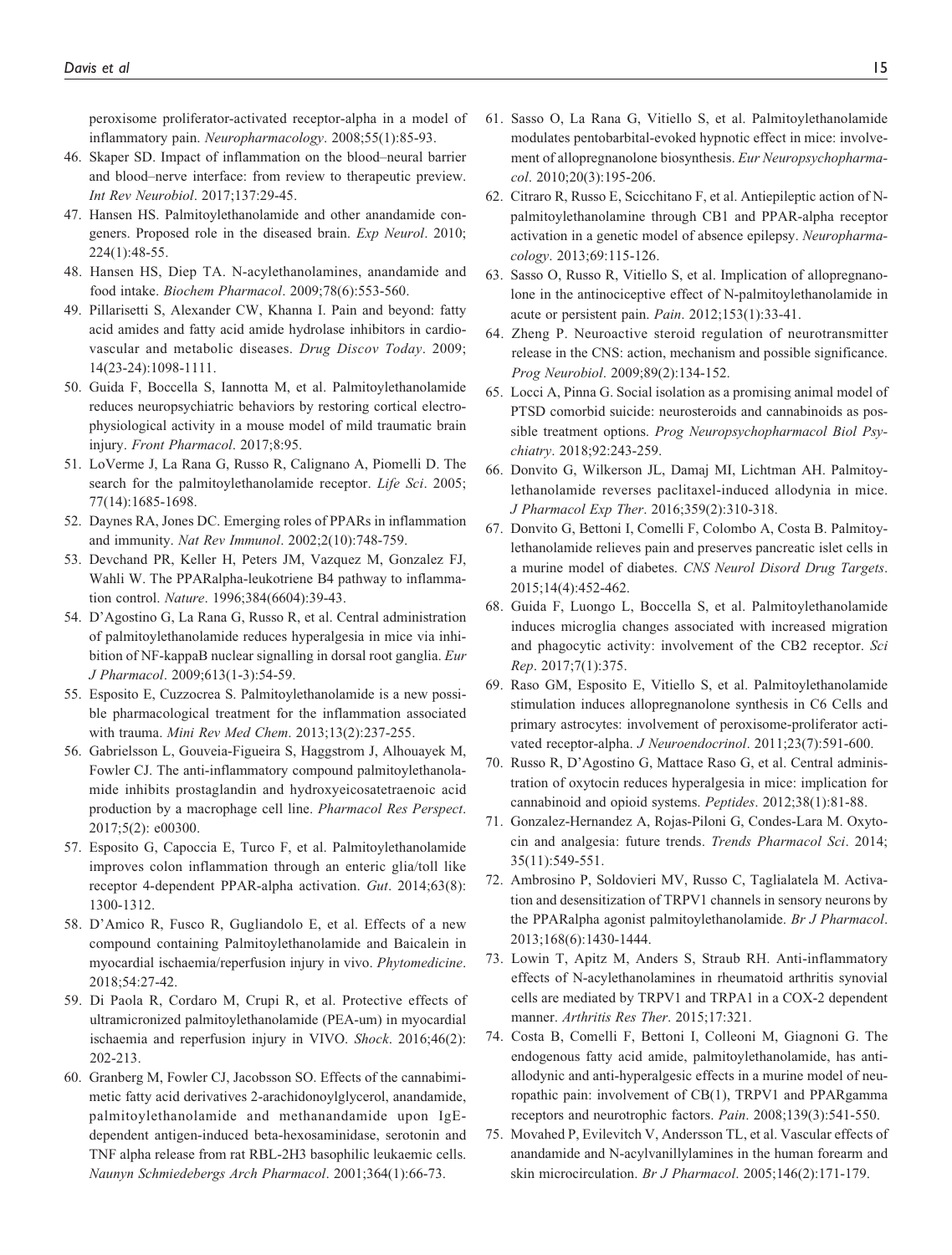peroxisome proliferator-activated receptor-alpha in a model of inflammatory pain. *Neuropharmacology*. 2008;55(1):85-93.

46. Skaper SD. Impact of inflammation on the blood–neural barrier and blood–nerve interface: from review to therapeutic preview. *Int Rev Neurobiol*. 2017;137:29-45.
47. Hansen HS. Palmitoylethanolamide and other anandamide congeners. Proposed role in the diseased brain. *Exp Neurol*. 2010; 224(1):48-55.
48. Hansen HS, Diep TA. N-acylethanolamines, anandamide and food intake. *Biochem Pharmacol*. 2009;78(6):553-560.
49. Pillarisetti S, Alexander CW, Khanna I. Pain and beyond: fatty acid amides and fatty acid amide hydrolase inhibitors in cardiovascular and metabolic diseases. *Drug Discov Today*. 2009; 14(23-24):1098-1111.
50. Guida F, Boccella S, Iannotta M, et al. Palmitoylethanolamide reduces neuropsychiatric behaviors by restoring cortical electrophysiological activity in a mouse model of mild traumatic brain injury. *Front Pharmacol*. 2017;8:95.
51. LoVerme J, La Rana G, Russo R, Calignano A, Piomelli D. The search for the palmitoylethanolamide receptor. *Life Sci*. 2005; 77(14):1685-1698.
52. Daynes RA, Jones DC. Emerging roles of PPARs in inflammation and immunity. *Nat Rev Immunol*. 2002;2(10):748-759.
53. Devchand PR, Keller H, Peters JM, Vazquez M, Gonzalez FJ, Wahli W. The PPARalpha-leukotriene B4 pathway to inflammation control. *Nature*. 1996;384(6604):39-43.
54. D'Agostino G, La Rana G, Russo R, et al. Central administration of palmitoylethanolamide reduces hyperalgesia in mice via inhibition of NF-kappaB nuclear signalling in dorsal root ganglia. *Eur J Pharmacol*. 2009;613(1-3):54-59.
55. Esposito E, Cuzzocrea S. Palmitoylethanolamide is a new possible pharmacological treatment for the inflammation associated with trauma. *Mini Rev Med Chem*. 2013;13(2):237-255.
56. Gabrielsson L, Gouveia-Figueira S, Haggstrom J, Alhouayek M, Fowler CJ. The anti-inflammatory compound palmitoylethanolamide inhibits prostaglandin and hydroxyeicosatetraenoic acid production by a macrophage cell line. *Pharmacol Res Perspect*. 2017;5(2): e00300.
57. Esposito G, Capoccia E, Turco F, et al. Palmitoylethanolamide improves colon inflammation through an enteric glia/toll like receptor 4-dependent PPAR-alpha activation. *Gut*. 2014;63(8): 1300-1312.
58. D'Amico R, Fusco R, Gugliandolo E, et al. Effects of a new compound containing Palmitoylethanolamide and Baicalein in myocardial ischaemia/reperfusion injury in vivo. *Phytomedicine*. 2018;54:27-42.
59. Di Paola R, Cordaro M, Crupi R, et al. Protective effects of ultramicronized palmitoylethanolamide (PEA-um) in myocardial ischaemia and reperfusion injury in VIVO. *Shock*. 2016;46(2): 202-213.
60. Granberg M, Fowler CJ, Jacobsson SO. Effects of the cannabimimetic fatty acid derivatives 2-arachidonoylglycerol, anandamide, palmitoylethanolamide and methanandamide upon IgE-dependent antigen-induced beta-hexosaminidase, serotonin and TNF alpha release from rat RBL-2H3 basophilic leukaemic cells. *Naunyn Schmiedebergs Arch Pharmacol*. 2001;364(1):66-73.
61. Sasso O, La Rana G, Vitiello S, et al. Palmitoylethanolamide modulates pentobarbital-evoked hypnotic effect in mice: involvement of allopregnanolone biosynthesis. *Eur Neuropsychopharmacol*. 2010;20(3):195-206.
62. Citraro R, Russo E, Scicchitano F, et al. Antiepileptic action of N-palmitoylethanolamine through CB1 and PPAR-alpha receptor activation in a genetic model of absence epilepsy. *Neuropharmacology*. 2013;69:115-126.
63. Sasso O, Russo R, Vitiello S, et al. Implication of allopregnanolone in the antinociceptive effect of N-palmitoylethanolamide in acute or persistent pain. *Pain*. 2012;153(1):33-41.
64. Zheng P. Neuroactive steroid regulation of neurotransmitter release in the CNS: action, mechanism and possible significance. *Prog Neurobiol*. 2009;89(2):134-152.
65. Locci A, Pinna G. Social isolation as a promising animal model of PTSD comorbid suicide: neurosteroids and cannabinoids as possible treatment options. *Prog Neuropsychopharmacol Biol Psychiatry*. 2018;92:243-259.
66. Donvito G, Wilkerson JL, Damaj MI, Lichtman AH. Palmitoylethanolamide reverses paclitaxel-induced allodynia in mice. *J Pharmacol Exp Ther*. 2016;359(2):310-318.
67. Donvito G, Bettoni I, Comelli F, Colombo A, Costa B. Palmitoylethanolamide relieves pain and preserves pancreatic islet cells in a murine model of diabetes. *CNS Neurol Disord Drug Targets*. 2015;14(4):452-462.
68. Guida F, Luongo L, Boccella S, et al. Palmitoylethanolamide induces microglia changes associated with increased migration and phagocytic activity: involvement of the CB2 receptor. *Sci Rep*. 2017;7(1):375.
69. Raso GM, Esposito E, Vitiello S, et al. Palmitoylethanolamide stimulation induces allopregnanolone synthesis in C6 Cells and primary astrocytes: involvement of peroxisome-proliferator activated receptor-alpha. *J Neuroendocrinol*. 2011;23(7):591-600.
70. Russo R, D'Agostino G, Mattace Raso G, et al. Central administration of oxytocin reduces hyperalgesia in mice: implication for cannabinoid and opioid systems. *Peptides*. 2012;38(1):81-88.
71. Gonzalez-Hernandez A, Rojas-Piloni G, Condes-Lara M. Oxytocin and analgesia: future trends. *Trends Pharmacol Sci*. 2014; 35(11):549-551.
72. Ambrosino P, Soldovieri MV, Russo C, Taglialatela M. Activation and desensitization of TRPV1 channels in sensory neurons by the PPARalpha agonist palmitoylethanolamide. *Br J Pharmacol*. 2013;168(6):1430-1444.
73. Lowin T, Apitz M, Anders S, Straub RH. Anti-inflammatory effects of N-acylethanolamines in rheumatoid arthritis synovial cells are mediated by TRPV1 and TRPA1 in a COX-2 dependent manner. *Arthritis Res Ther*. 2015;17:321.
74. Costa B, Comelli F, Bettoni I, Colleoni M, Giagnoni G. The endogenous fatty acid amide, palmitoylethanolamide, has anti-allodynic and anti-hyperalgesic effects in a murine model of neuropathic pain: involvement of CB(1), TRPV1 and PPARgamma receptors and neurotrophic factors. *Pain*. 2008;139(3):541-550.
75. Movahed P, Evilevitch V, Andersson TL, et al. Vascular effects of anandamide and N-acylvanillylamines in the human forearm and skin microcirculation. *Br J Pharmacol*. 2005;146(2):171-179.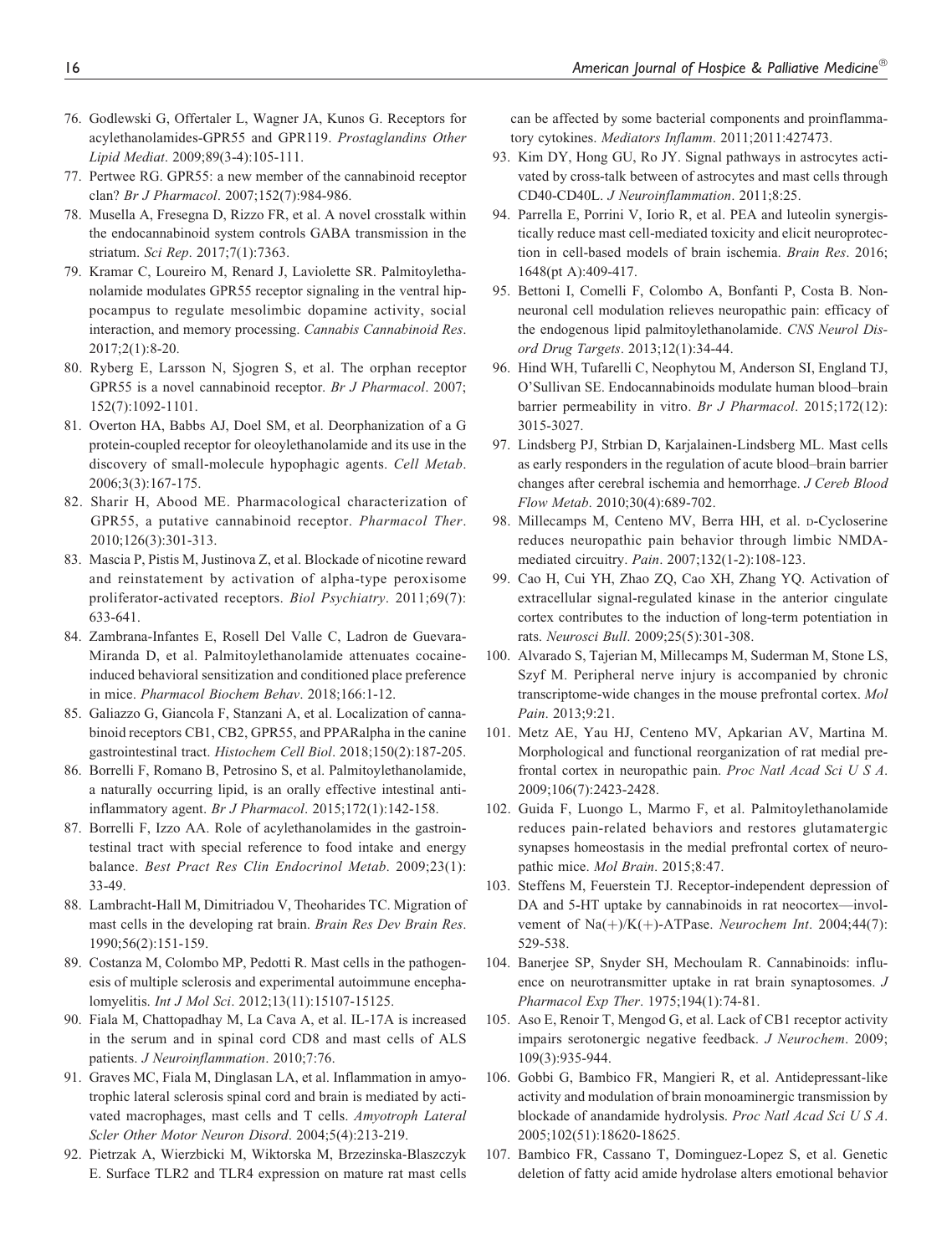76. Godlewski G, Offertaler L, Wagner JA, Kunos G. Receptors for acylethanolamides-GPR55 and GPR119. *Prostaglandins Other Lipid Mediat*. 2009;89(3-4):105-111.
77. Pertwee RG. GPR55: a new member of the cannabinoid receptor clan? *Br J Pharmacol*. 2007;152(7):984-986.
78. Musella A, Fresegna D, Rizzo FR, et al. A novel crosstalk within the endocannabinoid system controls GABA transmission in the striatum. *Sci Rep*. 2017;7(1):7363.
79. Kramar C, Loureiro M, Renard J, Laviolette SR. Palmitoylethanolamide modulates GPR55 receptor signaling in the ventral hippocampus to regulate mesolimbic dopamine activity, social interaction, and memory processing. *Cannabis Cannabinoid Res*. 2017;2(1):8-20.
80. Ryberg E, Larsson N, Sjogren S, et al. The orphan receptor GPR55 is a novel cannabinoid receptor. *Br J Pharmacol*. 2007; 152(7):1092-1101.
81. Overton HA, Babbs AJ, Doel SM, et al. Deorphanization of a G protein-coupled receptor for oleoylethanolamide and its use in the discovery of small-molecule hypophagic agents. *Cell Metab*. 2006;3(3):167-175.
82. Sharir H, Abood ME. Pharmacological characterization of GPR55, a putative cannabinoid receptor. *Pharmacol Ther*. 2010;126(3):301-313.
83. Mascia P, Pistis M, Justinova Z, et al. Blockade of nicotine reward and reinstatement by activation of alpha-type peroxisome proliferator-activated receptors. *Biol Psychiatry*. 2011;69(7): 633-641.
84. Zambrana-Infantes E, Rosell Del Valle C, Ladron de Guevara-Miranda D, et al. Palmitoylethanolamide attenuates cocaine-induced behavioral sensitization and conditioned place preference in mice. *Pharmacol Biochem Behav*. 2018;166:1-12.
85. Galiazzo G, Giancola F, Stanzani A, et al. Localization of cannabinoid receptors CB1, CB2, GPR55, and PPARalpha in the canine gastrointestinal tract. *Histochem Cell Biol*. 2018;150(2):187-205.
86. Borrelli F, Romano B, Petrosino S, et al. Palmitoylethanolamide, a naturally occurring lipid, is an orally effective intestinal anti-inflammatory agent. *Br J Pharmacol*. 2015;172(1):142-158.
87. Borrelli F, Izzo AA. Role of acylethanolamides in the gastrointestinal tract with special reference to food intake and energy balance. *Best Pract Res Clin Endocrinol Metab*. 2009;23(1): 33-49.
88. Lambracht-Hall M, Dimitriadou V, Theoharides TC. Migration of mast cells in the developing rat brain. *Brain Res Dev Brain Res*. 1990;56(2):151-159.
89. Costanza M, Colombo MP, Pedotti R. Mast cells in the pathogenesis of multiple sclerosis and experimental autoimmune encephalomyelitis. *Int J Mol Sci*. 2012;13(11):15107-15125.
90. Fiala M, Chattopadhay M, La Cava A, et al. IL-17A is increased in the serum and in spinal cord CD8 and mast cells of ALS patients. *J Neuroinflammation*. 2010;7:76.
91. Graves MC, Fiala M, Dinglasan LA, et al. Inflammation in amyotrophic lateral sclerosis spinal cord and brain is mediated by activated macrophages, mast cells and T cells. *Amyotroph Lateral Scler Other Motor Neuron Disord*. 2004;5(4):213-219.
92. Pietrzak A, Wierzbicki M, Wiktorska M, Brzezinska-Blaszczyk E. Surface TLR2 and TLR4 expression on mature rat mast cells can be affected by some bacterial components and proinflammatory cytokines. *Mediators Inflamm*. 2011;2011:427473.
93. Kim DY, Hong GU, Ro JY. Signal pathways in astrocytes activated by cross-talk between of astrocytes and mast cells through CD40-CD40L. *J Neuroinflammation*. 2011;8:25.
94. Parrella E, Porrini V, Iorio R, et al. PEA and luteolin synergistically reduce mast cell-mediated toxicity and elicit neuroprotection in cell-based models of brain ischemia. *Brain Res*. 2016; 1648(pt A):409-417.
95. Bettoni I, Comelli F, Colombo A, Bonfanti P, Costa B. Non-neuronal cell modulation relieves neuropathic pain: efficacy of the endogenous lipid palmitoylethanolamide. *CNS Neurol Disord Drug Targets*. 2013;12(1):34-44.
96. Hind WH, Tufarelli C, Neophytou M, Anderson SI, England TJ, O'Sullivan SE. Endocannabinoids modulate human blood–brain barrier permeability in vitro. *Br J Pharmacol*. 2015;172(12): 3015-3027.
97. Lindsberg PJ, Strbian D, Karjalainen-Lindsberg ML. Mast cells as early responders in the regulation of acute blood–brain barrier changes after cerebral ischemia and hemorrhage. *J Cereb Blood Flow Metab*. 2010;30(4):689-702.
98. Millecamps M, Centeno MV, Berra HH, et al. D-Cycloserine reduces neuropathic pain behavior through limbic NMDA-mediated circuitry. *Pain*. 2007;132(1-2):108-123.
99. Cao H, Cui YH, Zhao ZQ, Cao XH, Zhang YQ. Activation of extracellular signal-regulated kinase in the anterior cingulate cortex contributes to the induction of long-term potentiation in rats. *Neurosci Bull*. 2009;25(5):301-308.
100. Alvarado S, Tajerian M, Millecamps M, Suderman M, Stone LS, Szyf M. Peripheral nerve injury is accompanied by chronic transcriptome-wide changes in the mouse prefrontal cortex. *Mol Pain*. 2013;9:21.
101. Metz AE, Yau HJ, Centeno MV, Apkarian AV, Martina M. Morphological and functional reorganization of rat medial prefrontal cortex in neuropathic pain. *Proc Natl Acad Sci U S A*. 2009;106(7):2423-2428.
102. Guida F, Luongo L, Marmo F, et al. Palmitoylethanolamide reduces pain-related behaviors and restores glutamatergic synapses homeostasis in the medial prefrontal cortex of neuropathic mice. *Mol Brain*. 2015;8:47.
103. Steffens M, Feuerstein TJ. Receptor-independent depression of DA and 5-HT uptake by cannabinoids in rat neocortex—involvement of Na(+)/K(+)-ATPase. *Neurochem Int*. 2004;44(7): 529-538.
104. Banerjee SP, Snyder SH, Mechoulam R. Cannabinoids: influence on neurotransmitter uptake in rat brain synaptosomes. *J Pharmacol Exp Ther*. 1975;194(1):74-81.
105. Aso E, Renoir T, Mengod G, et al. Lack of CB1 receptor activity impairs serotonergic negative feedback. *J Neurochem*. 2009; 109(3):935-944.
106. Gobbi G, Bambico FR, Mangieri R, et al. Antidepressant-like activity and modulation of brain monoaminergic transmission by blockade of anandamide hydrolysis. *Proc Natl Acad Sci U S A*. 2005;102(51):18620-18625.
107. Bambico FR, Cassano T, Dominguez-Lopez S, et al. Genetic deletion of fatty acid amide hydrolase alters emotional behavior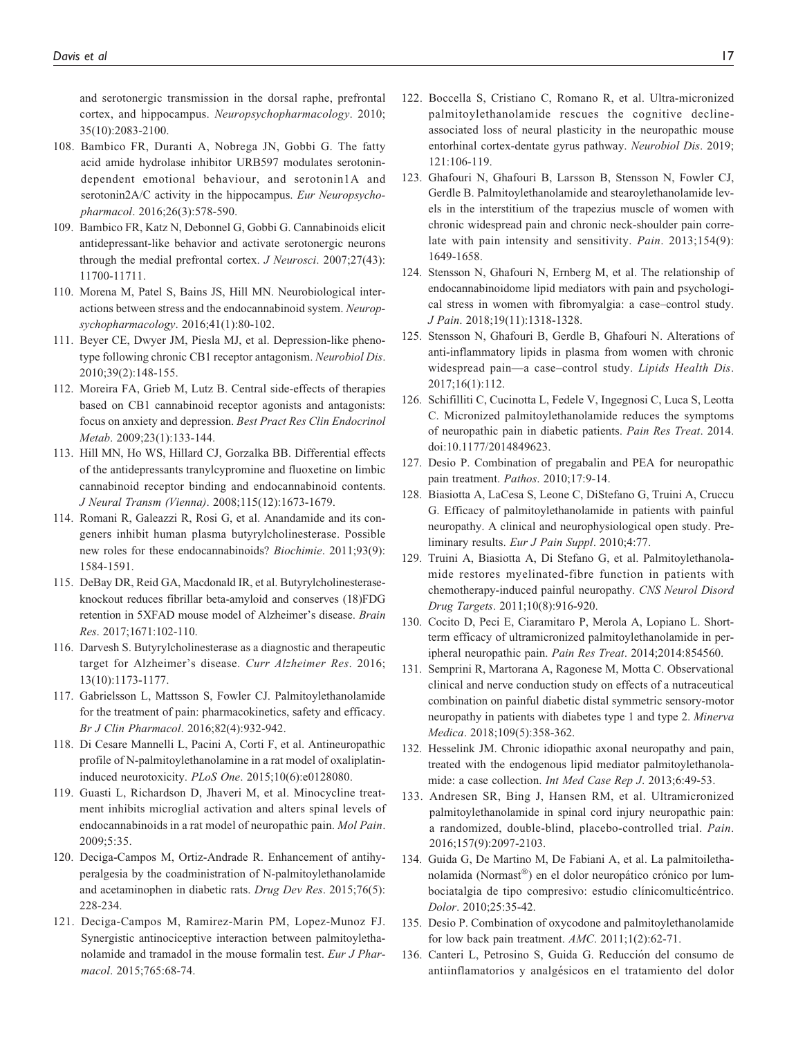and serotonergic transmission in the dorsal raphe, prefrontal cortex, and hippocampus. *Neuropsychopharmacology*. 2010; 35(10):2083-2100.

108. Bambico FR, Duranti A, Nobrega JN, Gobbi G. The fatty acid amide hydrolase inhibitor URB597 modulates serotonin-dependent emotional behaviour, and serotonin1A and serotonin2A/C activity in the hippocampus. *Eur Neuropsychopharmacol*. 2016;26(3):578-590.
109. Bambico FR, Katz N, Debonnel G, Gobbi G. Cannabinoids elicit antidepressant-like behavior and activate serotonergic neurons through the medial prefrontal cortex. *J Neurosci*. 2007;27(43): 11700-11711.
110. Morena M, Patel S, Bains JS, Hill MN. Neurobiological interactions between stress and the endocannabinoid system. *Neuropsychopharmacology*. 2016;41(1):80-102.
111. Beyer CE, Dwyer JM, Piesla MJ, et al. Depression-like phenotype following chronic CB1 receptor antagonism. *Neurobiol Dis*. 2010;39(2):148-155.
112. Moreira FA, Grieb M, Lutz B. Central side-effects of therapies based on CB1 cannabinoid receptor agonists and antagonists: focus on anxiety and depression. *Best Pract Res Clin Endocrinol Metab*. 2009;23(1):133-144.
113. Hill MN, Ho WS, Hillard CJ, Gorzalka BB. Differential effects of the antidepressants tranylcypromine and fluoxetine on limbic cannabinoid receptor binding and endocannabinoid contents. *J Neural Transm (Vienna)*. 2008;115(12):1673-1679.
114. Romani R, Galeazzi R, Rosi G, et al. Anandamide and its congeners inhibit human plasma butyrylcholinesterase. Possible new roles for these endocannabinoids? *Biochimie*. 2011;93(9): 1584-1591.
115. DeBay DR, Reid GA, Macdonald IR, et al. Butyrylcholinesterase-knockout reduces fibrillar beta-amyloid and conserves (18)FDG retention in 5XFAD mouse model of Alzheimer's disease. *Brain Res*. 2017;1671:102-110.
116. Darvesh S. Butyrylcholinesterase as a diagnostic and therapeutic target for Alzheimer's disease. *Curr Alzheimer Res*. 2016; 13(10):1173-1177.
117. Gabrielsson L, Mattsson S, Fowler CJ. Palmitoylethanolamide for the treatment of pain: pharmacokinetics, safety and efficacy. *Br J Clin Pharmacol*. 2016;82(4):932-942.
118. Di Cesare Mannelli L, Pacini A, Corti F, et al. Antineuropathic profile of N-palmitoylethanolamine in a rat model of oxaliplatin-induced neurotoxicity. *PLoS One*. 2015;10(6):e0128080.
119. Guasti L, Richardson D, Jhaveri M, et al. Minocycline treatment inhibits microglial activation and alters spinal levels of endocannabinoids in a rat model of neuropathic pain. *Mol Pain*. 2009;5:35.
120. Deciga-Campos M, Ortiz-Andrade R. Enhancement of antihyperalgesia by the coadministration of N-palmitoylethanolamide and acetaminophen in diabetic rats. *Drug Dev Res*. 2015;76(5): 228-234.
121. Deciga-Campos M, Ramirez-Marin PM, Lopez-Munoz FJ. Synergistic antinociceptive interaction between palmitoylethanolamide and tramadol in the mouse formalin test. *Eur J Pharmacol*. 2015;765:68-74.
122. Boccella S, Cristiano C, Romano R, et al. Ultra-micronized palmitoylethanolamide rescues the cognitive decline-associated loss of neural plasticity in the neuropathic mouse entorhinal cortex-dentate gyrus pathway. *Neurobiol Dis*. 2019; 121:106-119.
123. Ghafouri N, Ghafouri B, Larsson B, Stensson N, Fowler CJ, Gerdle B. Palmitoylethanolamide and stearoylethanolamide levels in the interstitium of the trapezius muscle of women with chronic widespread pain and chronic neck-shoulder pain correlate with pain intensity and sensitivity. *Pain*. 2013;154(9): 1649-1658.
124. Stensson N, Ghafouri N, Ernberg M, et al. The relationship of endocannabinoidome lipid mediators with pain and psychological stress in women with fibromyalgia: a case–control study. *J Pain*. 2018;19(11):1318-1328.
125. Stensson N, Ghafouri B, Gerdle B, Ghafouri N. Alterations of anti-inflammatory lipids in plasma from women with chronic widespread pain—a case–control study. *Lipids Health Dis*. 2017;16(1):112.
126. Schifilliti C, Cucinotta L, Fedele V, Ingegnosi C, Luca S, Leotta C. Micronized palmitoylethanolamide reduces the symptoms of neuropathic pain in diabetic patients. *Pain Res Treat*. 2014. doi:10.1177/2014849623.
127. Desio P. Combination of pregabalin and PEA for neuropathic pain treatment. *Pathos*. 2010;17:9-14.
128. Biasiotta A, LaCesa S, Leone C, DiStefano G, Truini A, Cruccu G. Efficacy of palmitoylethanolamide in patients with painful neuropathy. A clinical and neurophysiological open study. Preliminary results. *Eur J Pain Suppl*. 2010;4:77.
129. Truini A, Biasiotta A, Di Stefano G, et al. Palmitoylethanolamide restores myelinated-fibre function in patients with chemotherapy-induced painful neuropathy. *CNS Neurol Disord Drug Targets*. 2011;10(8):916-920.
130. Cocito D, Peci E, Ciaramitaro P, Merola A, Lopiano L. Short-term efficacy of ultramicronized palmitoylethanolamide in peripheral neuropathic pain. *Pain Res Treat*. 2014;2014:854560.
131. Semprini R, Martorana A, Ragonese M, Motta C. Observational clinical and nerve conduction study on effects of a nutraceutical combination on painful diabetic distal symmetric sensory-motor neuropathy in patients with diabetes type 1 and type 2. *Minerva Medica*. 2018;109(5):358-362.
132. Hesselink JM. Chronic idiopathic axonal neuropathy and pain, treated with the endogenous lipid mediator palmitoylethanolamide: a case collection. *Int Med Case Rep J*. 2013;6:49-53.
133. Andresen SR, Bing J, Hansen RM, et al. Ultramicronized palmitoylethanolamide in spinal cord injury neuropathic pain: a randomized, double-blind, placebo-controlled trial. *Pain*. 2016;157(9):2097-2103.
134. Guida G, De Martino M, De Fabiani A, et al. La palmitoilethanolamida (Normast®) en el dolor neuropático crónico por lumbociatalgia de tipo compresivo: estudio clínicomulticéntrico. *Dolor*. 2010;25:35-42.
135. Desio P. Combination of oxycodone and palmitoylethanolamide for low back pain treatment. *AMC*. 2011;1(2):62-71.
136. Canteri L, Petrosino S, Guida G. Reducción del consumo de antiinflamatorios y analgésicos en el tratamiento del dolor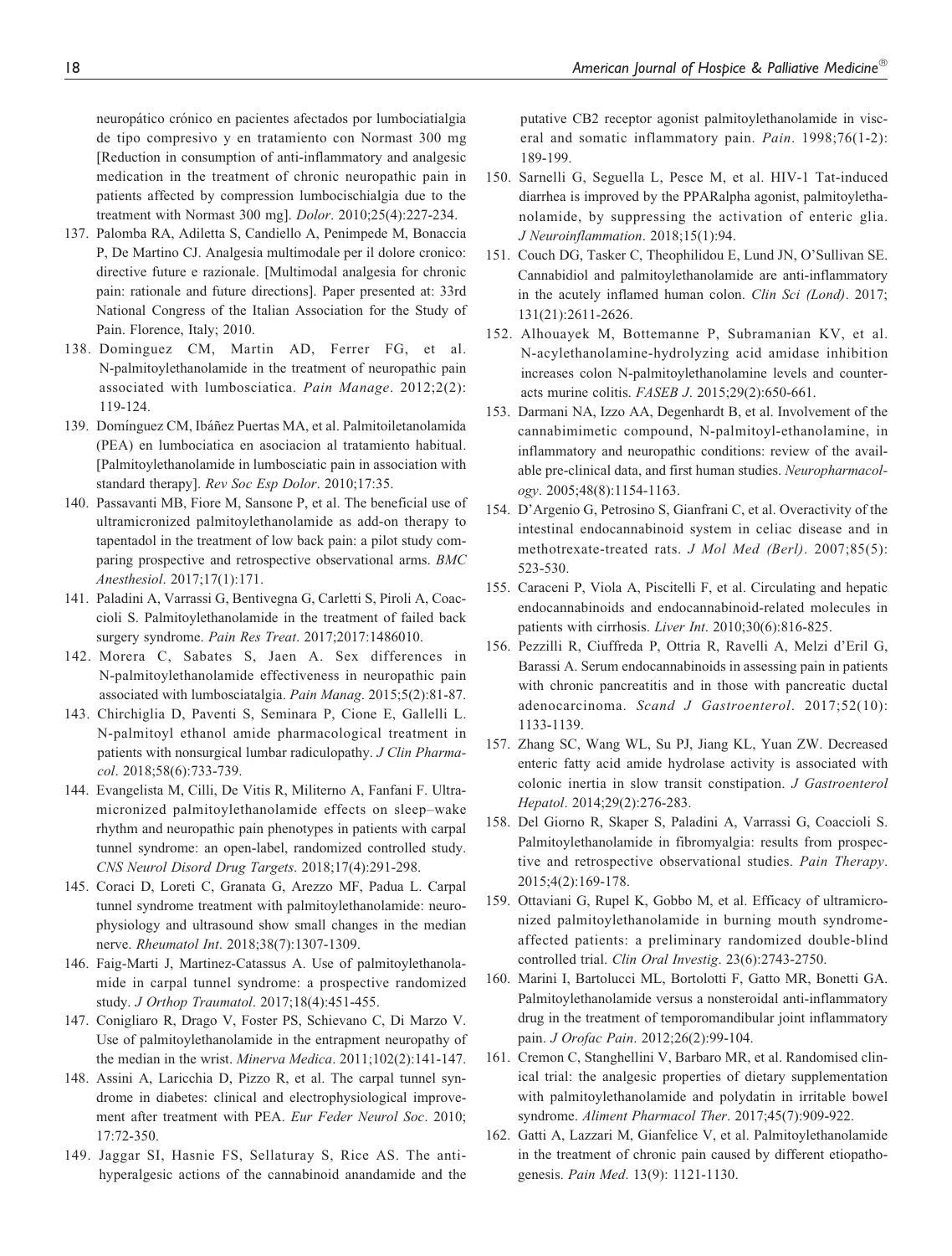neuropático crónico en pacientes afectados por lumbociatialgia de tipo compresivo y en tratamiento con Normast 300 mg [Reduction in consumption of anti-inflammatory and analgesic medication in the treatment of chronic neuropathic pain in patients affected by compression lumbocischialgia due to the treatment with Normast 300 mg]. *Dolor*. 2010;25(4):227-234.

137. Palomba RA, Adiletta S, Candiello A, Penimpede M, Bonaccia P, De Martino CJ. Analgesia multimodale per il dolore cronico: directive future e razionale. [Multimodal analgesia for chronic pain: rationale and future directions]. Paper presented at: 33rd National Congress of the Italian Association for the Study of Pain. Florence, Italy; 2010.
138. Dominguez CM, Martin AD, Ferrer FG, et al. N-palmitoylethanolamide in the treatment of neuropathic pain associated with lumbosciatica. *Pain Manage*. 2012;2(2): 119-124.
139. Domínguez CM, Ibáñez Puertas MA, et al. Palmitoiletanolamida (PEA) en lumbociatica en asociacion al tratamiento habitual. [Palmitoylethanolamide in lumbosciatic pain in association with standard therapy]. *Rev Soc Esp Dolor*. 2010;17:35.
140. Passavanti MB, Fiore M, Sansone P, et al. The beneficial use of ultramicronized palmitoylethanolamide as add-on therapy to tapentadol in the treatment of low back pain: a pilot study comparing prospective and retrospective observational arms. *BMC Anesthesiol*. 2017;17(1):171.
141. Paladini A, Varrassi G, Bentivegna G, Carletti S, Piroli A, Coaccioli S. Palmitoylethanolamide in the treatment of failed back surgery syndrome. *Pain Res Treat*. 2017;2017:1486010.
142. Morera C, Sabates S, Jaen A. Sex differences in N-palmitoylethanolamide effectiveness in neuropathic pain associated with lumbosciatalgia. *Pain Manag*. 2015;5(2):81-87.
143. Chirchiglia D, Paventi S, Seminara P, Cione E, Gallelli L. N-palmitoyl ethanol amide pharmacological treatment in patients with nonsurgical lumbar radiculopathy. *J Clin Pharmacol*. 2018;58(6):733-739.
144. Evangelista M, Cilli, De Vitis R, Militerno A, Fanfani F. Ultramicronized palmitoylethanolamide effects on sleep–wake rhythm and neuropathic pain phenotypes in patients with carpal tunnel syndrome: an open-label, randomized controlled study. *CNS Neurol Disord Drug Targets*. 2018;17(4):291-298.
145. Coraci D, Loreti C, Granata G, Arezzo MF, Padua L. Carpal tunnel syndrome treatment with palmitoylethanolamide: neurophysiology and ultrasound show small changes in the median nerve. *Rheumatol Int*. 2018;38(7):1307-1309.
146. Faig-Marti J, Martinez-Catassus A. Use of palmitoylethanolamide in carpal tunnel syndrome: a prospective randomized study. *J Orthop Traumatol*. 2017;18(4):451-455.
147. Conigliaro R, Drago V, Foster PS, Schievano C, Di Marzo V. Use of palmitoylethanolamide in the entrapment neuropathy of the median in the wrist. *Minerva Medica*. 2011;102(2):141-147.
148. Assini A, Laricchia D, Pizzo R, et al. The carpal tunnel syndrome in diabetes: clinical and electrophysiological improvement after treatment with PEA. *Eur Feder Neurol Soc*. 2010; 17:72-350.
149. Jaggar SI, Hasnie FS, Sellaturay S, Rice AS. The anti-hyperalgesic actions of the cannabinoid anandamide and the putative CB2 receptor agonist palmitoylethanolamide in visceral and somatic inflammatory pain. *Pain*. 1998;76(1-2): 189-199.
150. Sarnelli G, Seguella L, Pesce M, et al. HIV-1 Tat-induced diarrhea is improved by the PPARalpha agonist, palmitoylethanolamide, by suppressing the activation of enteric glia. *J Neuroinflammation*. 2018;15(1):94.
151. Couch DG, Tasker C, Theophilidou E, Lund JN, O'Sullivan SE. Cannabidiol and palmitoylethanolamide are anti-inflammatory in the acutely inflamed human colon. *Clin Sci (Lond)*. 2017; 131(21):2611-2626.
152. Alhouayek M, Bottemanne P, Subramanian KV, et al. N-acylethanolamine-hydrolyzing acid amidase inhibition increases colon N-palmitoylethanolamine levels and counteracts murine colitis. *FASEB J*. 2015;29(2):650-661.
153. Darmani NA, Izzo AA, Degenhardt B, et al. Involvement of the cannabimimetic compound, N-palmitoyl-ethanolamine, in inflammatory and neuropathic conditions: review of the available pre-clinical data, and first human studies. *Neuropharmacology*. 2005;48(8):1154-1163.
154. D'Argenio G, Petrosino S, Gianfrani C, et al. Overactivity of the intestinal endocannabinoid system in celiac disease and in methotrexate-treated rats. *J Mol Med (Berl)*. 2007;85(5): 523-530.
155. Caraceni P, Viola A, Piscitelli F, et al. Circulating and hepatic endocannabinoids and endocannabinoid-related molecules in patients with cirrhosis. *Liver Int*. 2010;30(6):816-825.
156. Pezzilli R, Ciuffreda P, Ottria R, Ravelli A, Melzi d'Eril G, Barassi A. Serum endocannabinoids in assessing pain in patients with chronic pancreatitis and in those with pancreatic ductal adenocarcinoma. *Scand J Gastroenterol*. 2017;52(10): 1133-1139.
157. Zhang SC, Wang WL, Su PJ, Jiang KL, Yuan ZW. Decreased enteric fatty acid amide hydrolase activity is associated with colonic inertia in slow transit constipation. *J Gastroenterol Hepatol*. 2014;29(2):276-283.
158. Del Giorno R, Skaper S, Paladini A, Varrassi G, Coaccioli S. Palmitoylethanolamide in fibromyalgia: results from prospective and retrospective observational studies. *Pain Therapy*. 2015;4(2):169-178.
159. Ottaviani G, Rupel K, Gobbo M, et al. Efficacy of ultramicronized palmitoylethanolamide in burning mouth syndrome-affected patients: a preliminary randomized double-blind controlled trial. *Clin Oral Investig*. 23(6):2743-2750.
160. Marini I, Bartolucci ML, Bortolotti F, Gatto MR, Bonetti GA. Palmitoylethanolamide versus a nonsteroidal anti-inflammatory drug in the treatment of temporomandibular joint inflammatory pain. *J Orofac Pain*. 2012;26(2):99-104.
161. Cremon C, Stanghellini V, Barbaro MR, et al. Randomised clinical trial: the analgesic properties of dietary supplementation with palmitoylethanolamide and polydatin in irritable bowel syndrome. *Aliment Pharmacol Ther*. 2017;45(7):909-922.
162. Gatti A, Lazzari M, Gianfelice V, et al. Palmitoylethanolamide in the treatment of chronic pain caused by different etiopathogenesis. *Pain Med*. 13(9): 1121-1130.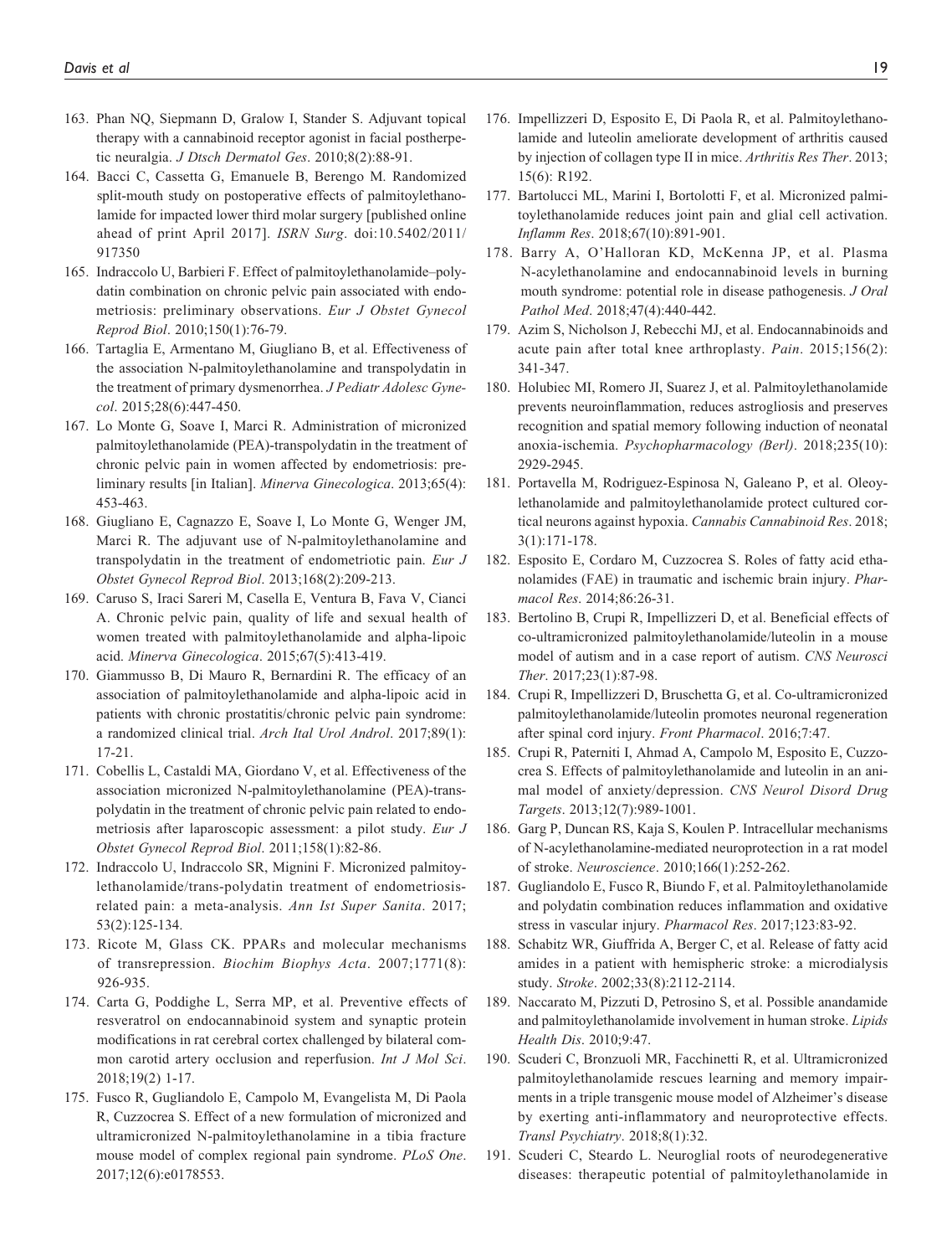163. Phan NQ, Siepmann D, Gralow I, Stander S. Adjuvant topical therapy with a cannabinoid receptor agonist in facial postherpetic neuralgia. *J Dtsch Dermatol Ges*. 2010;8(2):88-91.
164. Bacci C, Cassetta G, Emanuele B, Berengo M. Randomized split-mouth study on postoperative effects of palmitoylethanolamide for impacted lower third molar surgery [published online ahead of print April 2017]. *ISRN Surg*. doi:10.5402/2011/917350
165. Indraccolo U, Barbieri F. Effect of palmitoylethanolamide–polydatin combination on chronic pelvic pain associated with endometriosis: preliminary observations. *Eur J Obstet Gynecol Reprod Biol*. 2010;150(1):76-79.
166. Tartaglia E, Armentano M, Giugliano B, et al. Effectiveness of the association N-palmitoylethanolamine and transpolydatin in the treatment of primary dysmenorrhea. *J Pediatr Adolesc Gynecol*. 2015;28(6):447-450.
167. Lo Monte G, Soave I, Marci R. Administration of micronized palmitoylethanolamide (PEA)-transpolydatin in the treatment of chronic pelvic pain in women affected by endometriosis: preliminary results [in Italian]. *Minerva Ginecologica*. 2013;65(4): 453-463.
168. Giugliano E, Cagnazzo E, Soave I, Lo Monte G, Wenger JM, Marci R. The adjuvant use of N-palmitoylethanolamine and transpolydatin in the treatment of endometriotic pain. *Eur J Obstet Gynecol Reprod Biol*. 2013;168(2):209-213.
169. Caruso S, Iraci Sareri M, Casella E, Ventura B, Fava V, Cianci A. Chronic pelvic pain, quality of life and sexual health of women treated with palmitoylethanolamide and alpha-lipoic acid. *Minerva Ginecologica*. 2015;67(5):413-419.
170. Giammusso B, Di Mauro R, Bernardini R. The efficacy of an association of palmitoylethanolamide and alpha-lipoic acid in patients with chronic prostatitis/chronic pelvic pain syndrome: a randomized clinical trial. *Arch Ital Urol Androl*. 2017;89(1): 17-21.
171. Cobellis L, Castaldi MA, Giordano V, et al. Effectiveness of the association micronized N-palmitoylethanolamine (PEA)-transpolydatin in the treatment of chronic pelvic pain related to endometriosis after laparoscopic assessment: a pilot study. *Eur J Obstet Gynecol Reprod Biol*. 2011;158(1):82-86.
172. Indraccolo U, Indraccolo SR, Mignini F. Micronized palmitoylethanolamide/trans-polydatin treatment of endometriosis-related pain: a meta-analysis. *Ann Ist Super Sanita*. 2017; 53(2):125-134.
173. Ricote M, Glass CK. PPARs and molecular mechanisms of transrepression. *Biochim Biophys Acta*. 2007;1771(8): 926-935.
174. Carta G, Poddighe L, Serra MP, et al. Preventive effects of resveratrol on endocannabinoid system and synaptic protein modifications in rat cerebral cortex challenged by bilateral common carotid artery occlusion and reperfusion. *Int J Mol Sci*. 2018;19(2) 1-17.
175. Fusco R, Gugliandolo E, Campolo M, Evangelista M, Di Paola R, Cuzzocrea S. Effect of a new formulation of micronized and ultramicronized N-palmitoylethanolamine in a tibia fracture mouse model of complex regional pain syndrome. *PLoS One*. 2017;12(6):e0178553.
176. Impellizzeri D, Esposito E, Di Paola R, et al. Palmitoylethanolamide and luteolin ameliorate development of arthritis caused by injection of collagen type II in mice. *Arthritis Res Ther*. 2013; 15(6): R192.
177. Bartolucci ML, Marini I, Bortolotti F, et al. Micronized palmitoylethanolamide reduces joint pain and glial cell activation. *Inflamm Res*. 2018;67(10):891-901.
178. Barry A, O'Halloran KD, McKenna JP, et al. Plasma N-acylethanolamine and endocannabinoid levels in burning mouth syndrome: potential role in disease pathogenesis. *J Oral Pathol Med*. 2018;47(4):440-442.
179. Azim S, Nicholson J, Rebecchi MJ, et al. Endocannabinoids and acute pain after total knee arthroplasty. *Pain*. 2015;156(2): 341-347.
180. Holubiec MI, Romero JI, Suarez J, et al. Palmitoylethanolamide prevents neuroinflammation, reduces astrogliosis and preserves recognition and spatial memory following induction of neonatal anoxia-ischemia. *Psychopharmacology (Berl)*. 2018;235(10): 2929-2945.
181. Portavella M, Rodriguez-Espinosa N, Galeano P, et al. Oleoylethanolamide and palmitoylethanolamide protect cultured cortical neurons against hypoxia. *Cannabis Cannabinoid Res*. 2018; 3(1):171-178.
182. Esposito E, Cordaro M, Cuzzocrea S. Roles of fatty acid ethanolamides (FAE) in traumatic and ischemic brain injury. *Pharmacol Res*. 2014;86:26-31.
183. Bertolino B, Crupi R, Impellizzeri D, et al. Beneficial effects of co-ultramicronized palmitoylethanolamide/luteolin in a mouse model of autism and in a case report of autism. *CNS Neurosci Ther*. 2017;23(1):87-98.
184. Crupi R, Impellizzeri D, Bruschetta G, et al. Co-ultramicronized palmitoylethanolamide/luteolin promotes neuronal regeneration after spinal cord injury. *Front Pharmacol*. 2016;7:47.
185. Crupi R, Paterniti I, Ahmad A, Campolo M, Esposito E, Cuzzocrea S. Effects of palmitoylethanolamide and luteolin in an animal model of anxiety/depression. *CNS Neurol Disord Drug Targets*. 2013;12(7):989-1001.
186. Garg P, Duncan RS, Kaja S, Koulen P. Intracellular mechanisms of N-acylethanolamine-mediated neuroprotection in a rat model of stroke. *Neuroscience*. 2010;166(1):252-262.
187. Gugliandolo E, Fusco R, Biundo F, et al. Palmitoylethanolamide and polydatin combination reduces inflammation and oxidative stress in vascular injury. *Pharmacol Res*. 2017;123:83-92.
188. Schabitz WR, Giuffrida A, Berger C, et al. Release of fatty acid amides in a patient with hemispheric stroke: a microdialysis study. *Stroke*. 2002;33(8):2112-2114.
189. Naccarato M, Pizzuti D, Petrosino S, et al. Possible anandamide and palmitoylethanolamide involvement in human stroke. *Lipids Health Dis*. 2010;9:47.
190. Scuderi C, Bronzuoli MR, Facchinetti R, et al. Ultramicronized palmitoylethanolamide rescues learning and memory impairments in a triple transgenic mouse model of Alzheimer's disease by exerting anti-inflammatory and neuroprotective effects. *Transl Psychiatry*. 2018;8(1):32.
191. Scuderi C, Steardo L. Neuroglial roots of neurodegenerative diseases: therapeutic potential of palmitoylethanolamide in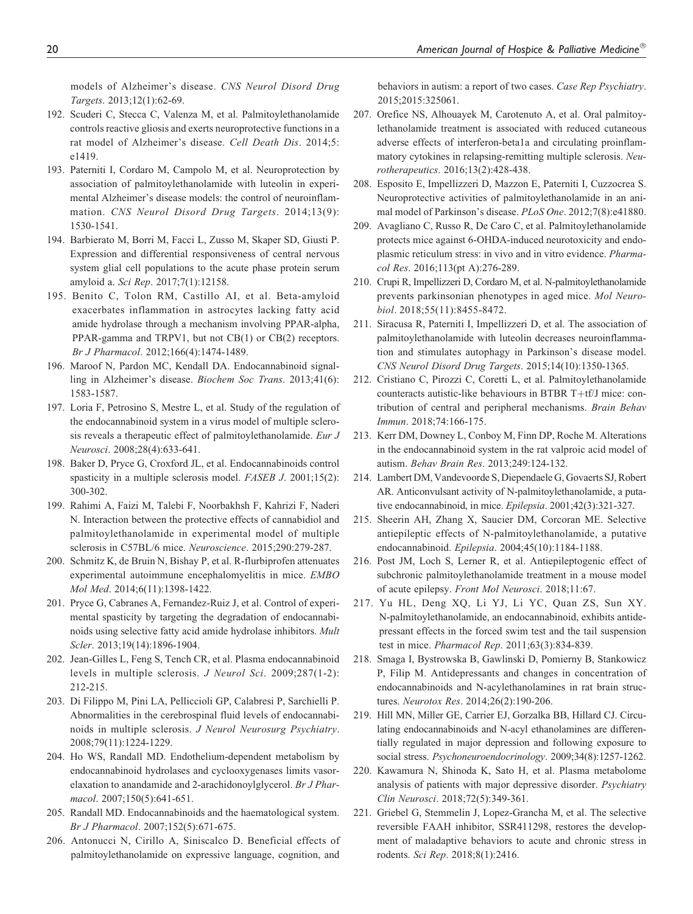models of Alzheimer's disease. *CNS Neurol Disord Drug Targets*. 2013;12(1):62-69.

192. Scuderi C, Stecca C, Valenza M, et al. Palmitoylethanolamide controls reactive gliosis and exerts neuroprotective functions in a rat model of Alzheimer's disease. *Cell Death Dis*. 2014;5: e1419.
193. Paterniti I, Cordaro M, Campolo M, et al. Neuroprotection by association of palmitoylethanolamide with luteolin in experimental Alzheimer's disease models: the control of neuroinflammation. *CNS Neurol Disord Drug Targets*. 2014;13(9): 1530-1541.
194. Barbierato M, Borri M, Facci L, Zusso M, Skaper SD, Giusti P. Expression and differential responsiveness of central nervous system glial cell populations to the acute phase protein serum amyloid a. *Sci Rep*. 2017;7(1):12158.
195. Benito C, Tolon RM, Castillo AI, et al. Beta-amyloid exacerbates inflammation in astrocytes lacking fatty acid amide hydrolase through a mechanism involving PPAR-alpha, PPAR-gamma and TRPV1, but not CB(1) or CB(2) receptors. *Br J Pharmacol*. 2012;166(4):1474-1489.
196. Maroof N, Pardon MC, Kendall DA. Endocannabinoid signalling in Alzheimer's disease. *Biochem Soc Trans*. 2013;41(6): 1583-1587.
197. Loria F, Petrosino S, Mestre L, et al. Study of the regulation of the endocannabinoid system in a virus model of multiple sclerosis reveals a therapeutic effect of palmitoylethanolamide. *Eur J Neurosci*. 2008;28(4):633-641.
198. Baker D, Pryce G, Croxford JL, et al. Endocannabinoids control spasticity in a multiple sclerosis model. *FASEB J*. 2001;15(2): 300-302.
199. Rahimi A, Faizi M, Talebi F, Noorbakhsh F, Kahrizi F, Naderi N. Interaction between the protective effects of cannabidiol and palmitoylethanolamide in experimental model of multiple sclerosis in C57BL/6 mice. *Neuroscience*. 2015;290:279-287.
200. Schmitz K, de Bruin N, Bishay P, et al. R-flurbiprofen attenuates experimental autoimmune encephalomyelitis in mice. *EMBO Mol Med*. 2014;6(11):1398-1422.
201. Pryce G, Cabranes A, Fernandez-Ruiz J, et al. Control of experimental spasticity by targeting the degradation of endocannabinoids using selective fatty acid amide hydrolase inhibitors. *Mult Scler*. 2013;19(14):1896-1904.
202. Jean-Gilles L, Feng S, Tench CR, et al. Plasma endocannabinoid levels in multiple sclerosis. *J Neurol Sci*. 2009;287(1-2): 212-215.
203. Di Filippo M, Pini LA, Pelliccioli GP, Calabresi P, Sarchielli P. Abnormalities in the cerebrospinal fluid levels of endocannabinoids in multiple sclerosis. *J Neurol Neurosurg Psychiatry*. 2008;79(11):1224-1229.
204. Ho WS, Randall MD. Endothelium-dependent metabolism by endocannabinoid hydrolases and cyclooxygenases limits vasorelaxation to anandamide and 2-arachidonoylglycerol. *Br J Pharmacol*. 2007;150(5):641-651.
205. Randall MD. Endocannabinoids and the haematological system. *Br J Pharmacol*. 2007;152(5):671-675.
206. Antonucci N, Cirillo A, Siniscalco D. Beneficial effects of palmitoylethanolamide on expressive language, cognition, and behaviors in autism: a report of two cases. *Case Rep Psychiatry*. 2015;2015:325061.
207. Orefice NS, Alhouayek M, Carotenuto A, et al. Oral palmitoylethanolamide treatment is associated with reduced cutaneous adverse effects of interferon-beta1a and circulating proinflammatory cytokines in relapsing-remitting multiple sclerosis. *Neurotherapeutics*. 2016;13(2):428-438.
208. Esposito E, Impellizzeri D, Mazzon E, Paterniti I, Cuzzocrea S. Neuroprotective activities of palmitoylethanolamide in an animal model of Parkinson's disease. *PLoS One*. 2012;7(8):e41880.
209. Avagliano C, Russo R, De Caro C, et al. Palmitoylethanolamide protects mice against 6-OHDA-induced neurotoxicity and endoplasmic reticulum stress: in vivo and in vitro evidence. *Pharmacol Res*. 2016;113(pt A):276-289.
210. Crupi R, Impellizzeri D, Cordaro M, et al. N-palmitoylethanolamide prevents parkinsonian phenotypes in aged mice. *Mol Neurobiol*. 2018;55(11):8455-8472.
211. Siracusa R, Paterniti I, Impellizzeri D, et al. The association of palmitoylethanolamide with luteolin decreases neuroinflammation and stimulates autophagy in Parkinson's disease model. *CNS Neurol Disord Drug Targets*. 2015;14(10):1350-1365.
212. Cristiano C, Pirozzi C, Coretti L, et al. Palmitoylethanolamide counteracts autistic-like behaviours in BTBR T+tf/J mice: contribution of central and peripheral mechanisms. *Brain Behav Immun*. 2018;74:166-175.
213. Kerr DM, Downey L, Conboy M, Finn DP, Roche M. Alterations in the endocannabinoid system in the rat valproic acid model of autism. *Behav Brain Res*. 2013;249:124-132.
214. Lambert DM, Vandevoorde S, Diependaele G, Govaerts SJ, Robert AR. Anticonvulsant activity of N-palmitoylethanolamide, a putative endocannabinoid, in mice. *Epilepsia*. 2001;42(3):321-327.
215. Sheerin AH, Zhang X, Saucier DM, Corcoran ME. Selective antiepileptic effects of N-palmitoylethanolamide, a putative endocannabinoid. *Epilepsia*. 2004;45(10):1184-1188.
216. Post JM, Loch S, Lerner R, et al. Antiepileptogenic effect of subchronic palmitoylethanolamide treatment in a mouse model of acute epilepsy. *Front Mol Neurosci*. 2018;11:67.
217. Yu HL, Deng XQ, Li YJ, Li YC, Quan ZS, Sun XY. N-palmitoylethanolamide, an endocannabinoid, exhibits antidepressant effects in the forced swim test and the tail suspension test in mice. *Pharmacol Rep*. 2011;63(3):834-839.
218. Smaga I, Bystrowska B, Gawlinski D, Pomierny B, Stankowicz P, Filip M. Antidepressants and changes in concentration of endocannabinoids and N-acylethanolamines in rat brain structures. *Neurotox Res*. 2014;26(2):190-206.
219. Hill MN, Miller GE, Carrier EJ, Gorzalka BB, Hillard CJ. Circulating endocannabinoids and N-acyl ethanolamines are differentially regulated in major depression and following exposure to social stress. *Psychoneuroendocrinology*. 2009;34(8):1257-1262.
220. Kawamura N, Shinoda K, Sato H, et al. Plasma metabolome analysis of patients with major depressive disorder. *Psychiatry Clin Neurosci*. 2018;72(5):349-361.
221. Griebel G, Stemmelin J, Lopez-Grancha M, et al. The selective reversible FAAH inhibitor, SSR411298, restores the development of maladaptive behaviors to acute and chronic stress in rodents. *Sci Rep*. 2018;8(1):2416.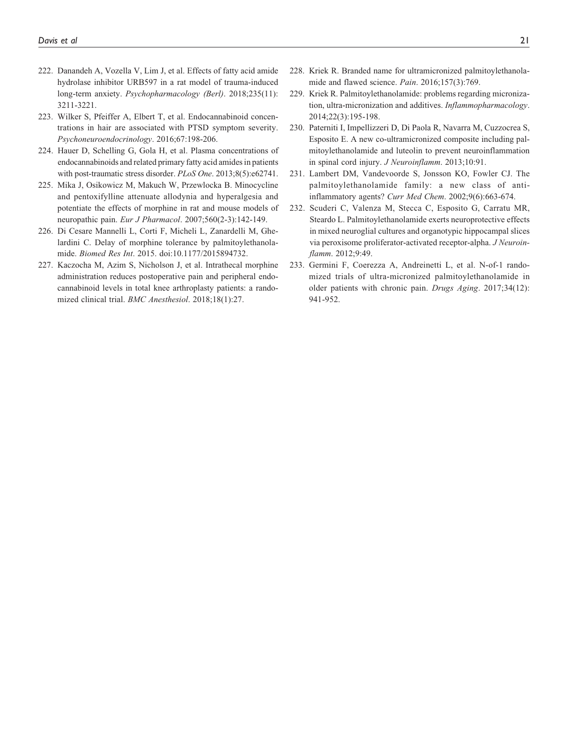222. Danandeh A, Vozella V, Lim J, et al. Effects of fatty acid amide hydrolase inhibitor URB597 in a rat model of trauma-induced long-term anxiety. *Psychopharmacology (Berl)*. 2018;235(11): 3211-3221.
223. Wilker S, Pfeiffer A, Elbert T, et al. Endocannabinoid concentrations in hair are associated with PTSD symptom severity. *Psychoneuroendocrinology*. 2016;67:198-206.
224. Hauer D, Schelling G, Gola H, et al. Plasma concentrations of endocannabinoids and related primary fatty acid amides in patients with post-traumatic stress disorder. *PLoS One*. 2013;8(5):e62741.
225. Mika J, Osikowicz M, Makuch W, Przewlocka B. Minocycline and pentoxifylline attenuate allodynia and hyperalgesia and potentiate the effects of morphine in rat and mouse models of neuropathic pain. *Eur J Pharmacol*. 2007;560(2-3):142-149.
226. Di Cesare Mannelli L, Corti F, Micheli L, Zanardelli M, Ghelardini C. Delay of morphine tolerance by palmitoylethanolamide. *Biomed Res Int*. 2015. doi:10.1177/2015894732.
227. Kaczocha M, Azim S, Nicholson J, et al. Intrathecal morphine administration reduces postoperative pain and peripheral endocannabinoid levels in total knee arthroplasty patients: a randomized clinical trial. *BMC Anesthesiol*. 2018;18(1):27.
228. Kriek R. Branded name for ultramicronized palmitoylethanolamide and flawed science. *Pain*. 2016;157(3):769.
229. Kriek R. Palmitoylethanolamide: problems regarding micronization, ultra-micronization and additives. *Inflammopharmacology*. 2014;22(3):195-198.
230. Paterniti I, Impellizzeri D, Di Paola R, Navarra M, Cuzzocrea S, Esposito E. A new co-ultramicronized composite including palmitoylethanolamide and luteolin to prevent neuroinflammation in spinal cord injury. *J Neuroinflamm*. 2013;10:91.
231. Lambert DM, Vandevoorde S, Jonsson KO, Fowler CJ. The palmitoylethanolamide family: a new class of anti-inflammatory agents? *Curr Med Chem*. 2002;9(6):663-674.
232. Scuderi C, Valenza M, Stecca C, Esposito G, Carratu MR, Steardo L. Palmitoylethanolamide exerts neuroprotective effects in mixed neuroglial cultures and organotypic hippocampal slices via peroxisome proliferator-activated receptor-alpha. *J Neuroinflamm*. 2012;9:49.
233. Germini F, Coerezza A, Andreinetti L, et al. N-of-1 randomized trials of ultra-micronized palmitoylethanolamide in older patients with chronic pain. *Drugs Aging*. 2017;34(12): 941-952.